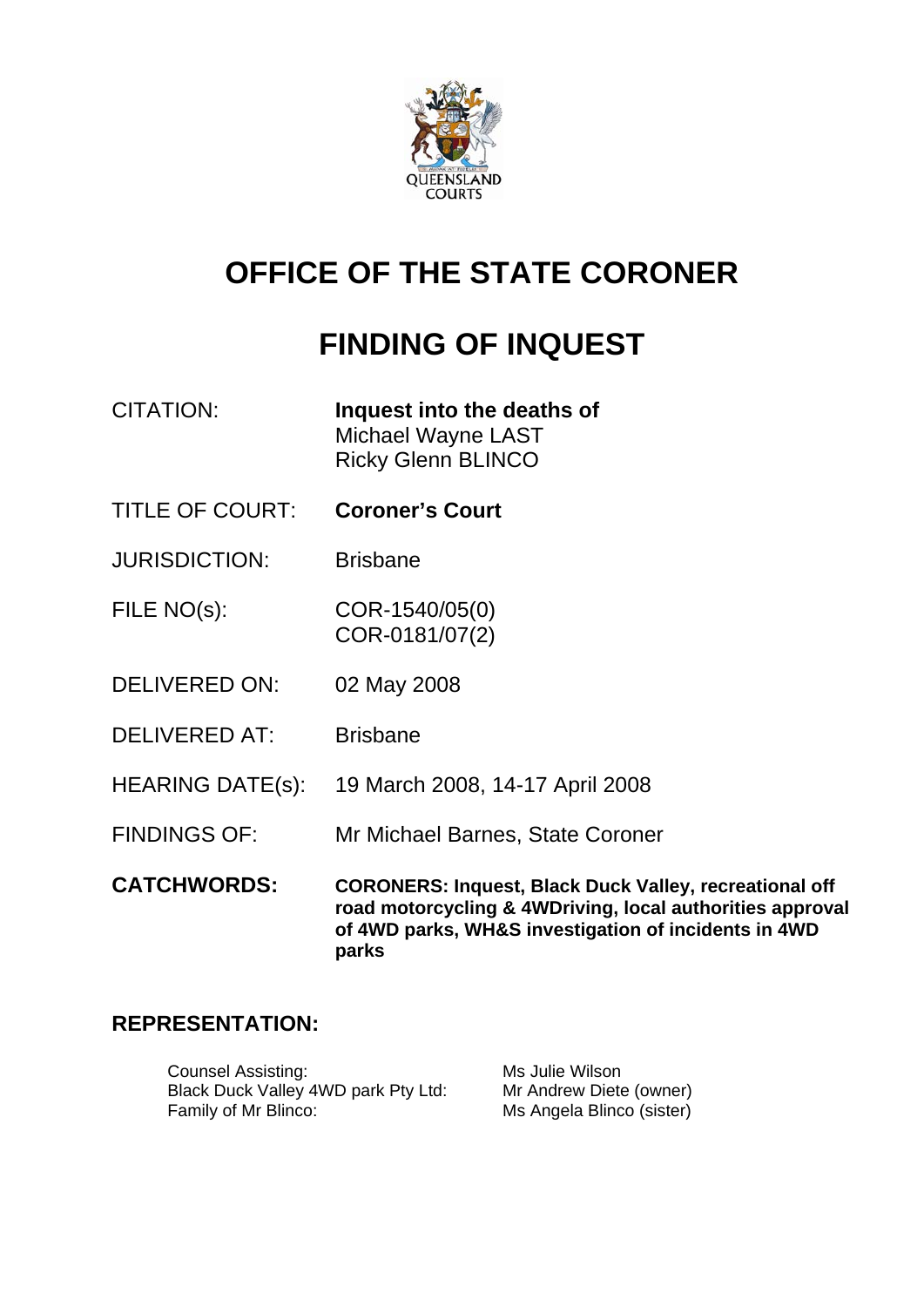QUEENSLAND COURTS

# OFFICE OF THE STATE CORONER

# FINDING OF INQUEST

| | |
|---|---|
| CITATION: | **Inquest into the deaths of** Michael Wayne LAST Ricky Glenn BLINCO |
| TITLE OF COURT: | **Coroner's Court** |
| JURISDICTION: | Brisbane |
| FILE NO(s): | COR-1540/05(0) COR-0181/07(2) |
| DELIVERED ON: | 02 May 2008 |
| DELIVERED AT: | Brisbane |
| HEARING DATE(s): | 19 March 2008, 14-17 April 2008 |
| FINDINGS OF: | Mr Michael Barnes, State Coroner |
| **CATCHWORDS:** | **CORONERS: Inquest, Black Duck Valley, recreational off road motorcycling & 4WDriving, local authorities approval of 4WD parks, WH&S investigation of incidents in 4WD parks** |

## REPRESENTATION:

| | |
|---|---|
| Counsel Assisting: | Ms Julie Wilson |
| Black Duck Valley 4WD park Pty Ltd: | Mr Andrew Diete (owner) |
| Family of Mr Blinco: | Ms Angela Blinco (sister) |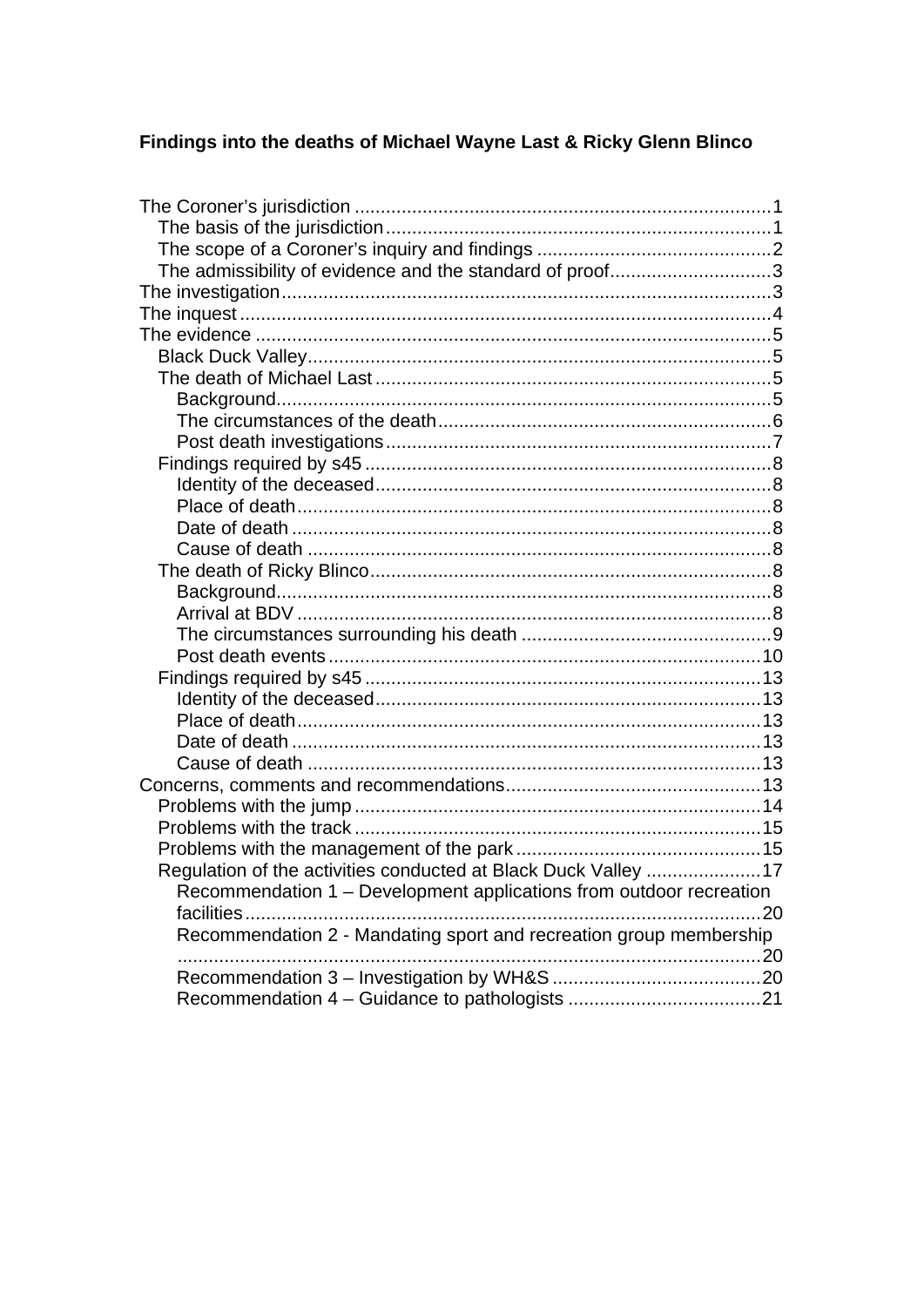**Findings into the deaths of Michael Wayne Last & Ricky Glenn Blinco**

- The Coroner's jurisdiction ... 1
  - The basis of the jurisdiction ... 1
  - The scope of a Coroner's inquiry and findings ... 2
  - The admissibility of evidence and the standard of proof ... 3
- The investigation ... 3
- The inquest ... 4
- The evidence ... 5
  - Black Duck Valley ... 5
  - The death of Michael Last ... 5
    - Background ... 5
    - The circumstances of the death ... 6
    - Post death investigations ... 7
  - Findings required by s45 ... 8
    - Identity of the deceased ... 8
    - Place of death ... 8
    - Date of death ... 8
    - Cause of death ... 8
  - The death of Ricky Blinco ... 8
    - Background ... 8
    - Arrival at BDV ... 8
    - The circumstances surrounding his death ... 9
    - Post death events ... 10
  - Findings required by s45 ... 13
    - Identity of the deceased ... 13
    - Place of death ... 13
    - Date of death ... 13
    - Cause of death ... 13
- Concerns, comments and recommendations ... 13
  - Problems with the jump ... 14
  - Problems with the track ... 15
  - Problems with the management of the park ... 15
  - Regulation of the activities conducted at Black Duck Valley ... 17
    - Recommendation 1 – Development applications from outdoor recreation facilities ... 20
    - Recommendation 2 - Mandating sport and recreation group membership ... 20
    - Recommendation 3 – Investigation by WH&S ... 20
    - Recommendation 4 – Guidance to pathologists ... 21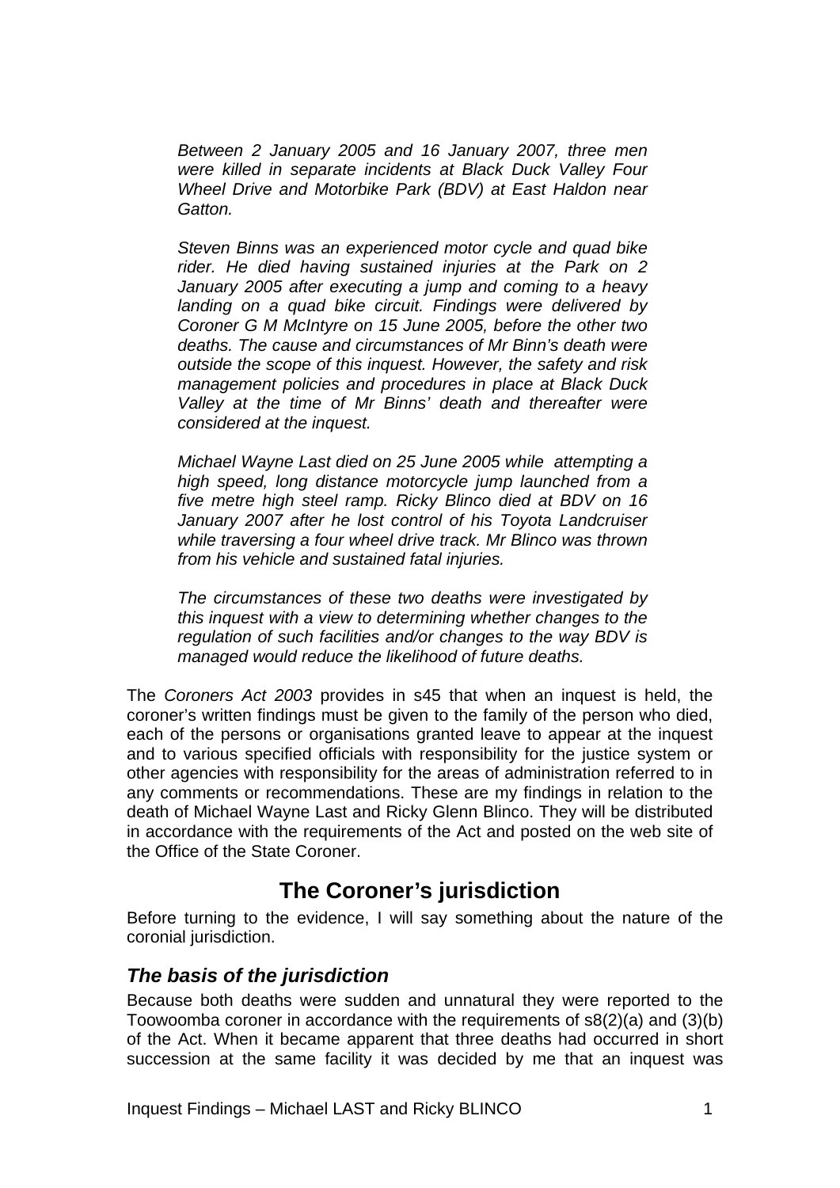*Between 2 January 2005 and 16 January 2007, three men were killed in separate incidents at Black Duck Valley Four Wheel Drive and Motorbike Park (BDV) at East Haldon near Gatton.*

*Steven Binns was an experienced motor cycle and quad bike rider. He died having sustained injuries at the Park on 2 January 2005 after executing a jump and coming to a heavy landing on a quad bike circuit. Findings were delivered by Coroner G M McIntyre on 15 June 2005, before the other two deaths. The cause and circumstances of Mr Binn's death were outside the scope of this inquest. However, the safety and risk management policies and procedures in place at Black Duck Valley at the time of Mr Binns' death and thereafter were considered at the inquest.*

*Michael Wayne Last died on 25 June 2005 while attempting a high speed, long distance motorcycle jump launched from a five metre high steel ramp. Ricky Blinco died at BDV on 16 January 2007 after he lost control of his Toyota Landcruiser while traversing a four wheel drive track. Mr Blinco was thrown from his vehicle and sustained fatal injuries.*

*The circumstances of these two deaths were investigated by this inquest with a view to determining whether changes to the regulation of such facilities and/or changes to the way BDV is managed would reduce the likelihood of future deaths.*

The *Coroners Act 2003* provides in s45 that when an inquest is held, the coroner's written findings must be given to the family of the person who died, each of the persons or organisations granted leave to appear at the inquest and to various specified officials with responsibility for the justice system or other agencies with responsibility for the areas of administration referred to in any comments or recommendations. These are my findings in relation to the death of Michael Wayne Last and Ricky Glenn Blinco. They will be distributed in accordance with the requirements of the Act and posted on the web site of the Office of the State Coroner.

## The Coroner's jurisdiction

Before turning to the evidence, I will say something about the nature of the coronial jurisdiction.

### *The basis of the jurisdiction*

Because both deaths were sudden and unnatural they were reported to the Toowoomba coroner in accordance with the requirements of s8(2)(a) and (3)(b) of the Act. When it became apparent that three deaths had occurred in short succession at the same facility it was decided by me that an inquest was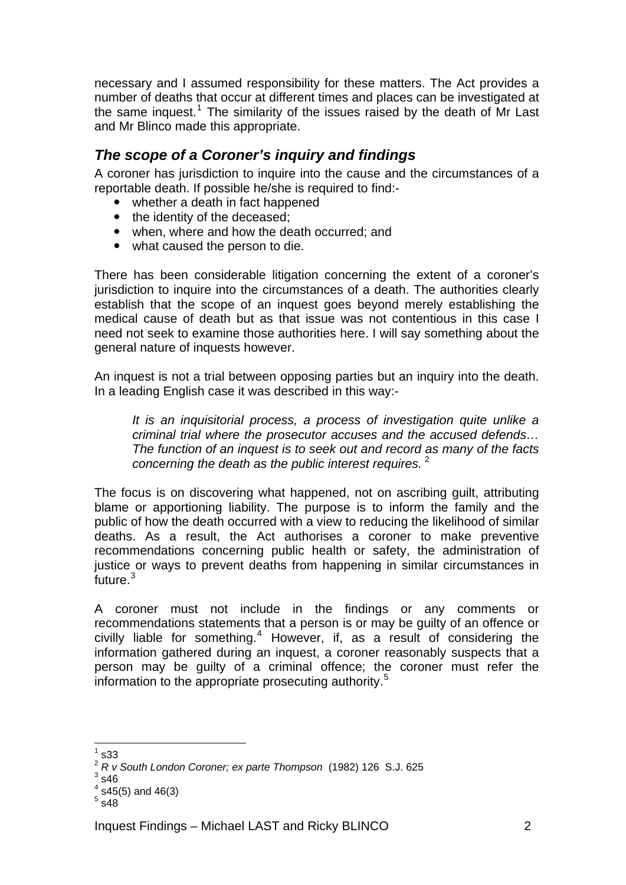necessary and I assumed responsibility for these matters. The Act provides a number of deaths that occur at different times and places can be investigated at the same inquest.[1] The similarity of the issues raised by the death of Mr Last and Mr Blinco made this appropriate.

## *The scope of a Coroner's inquiry and findings*

A coroner has jurisdiction to inquire into the cause and the circumstances of a reportable death. If possible he/she is required to find:-

- whether a death in fact happened
- the identity of the deceased;
- when, where and how the death occurred; and
- what caused the person to die.

There has been considerable litigation concerning the extent of a coroner's jurisdiction to inquire into the circumstances of a death. The authorities clearly establish that the scope of an inquest goes beyond merely establishing the medical cause of death but as that issue was not contentious in this case I need not seek to examine those authorities here. I will say something about the general nature of inquests however.

An inquest is not a trial between opposing parties but an inquiry into the death. In a leading English case it was described in this way:-

> *It is an inquisitorial process, a process of investigation quite unlike a criminal trial where the prosecutor accuses and the accused defends… The function of an inquest is to seek out and record as many of the facts concerning the death as the public interest requires.* [2]

The focus is on discovering what happened, not on ascribing guilt, attributing blame or apportioning liability. The purpose is to inform the family and the public of how the death occurred with a view to reducing the likelihood of similar deaths. As a result, the Act authorises a coroner to make preventive recommendations concerning public health or safety, the administration of justice or ways to prevent deaths from happening in similar circumstances in future.[3]

A coroner must not include in the findings or any comments or recommendations statements that a person is or may be guilty of an offence or civilly liable for something.[4] However, if, as a result of considering the information gathered during an inquest, a coroner reasonably suspects that a person may be guilty of a criminal offence; the coroner must refer the information to the appropriate prosecuting authority.[5]

---

[1] s33
[2] *R v South London Coroner; ex parte Thompson* (1982) 126 S.J. 625
[3] s46
[4] s45(5) and 46(3)
[5] s48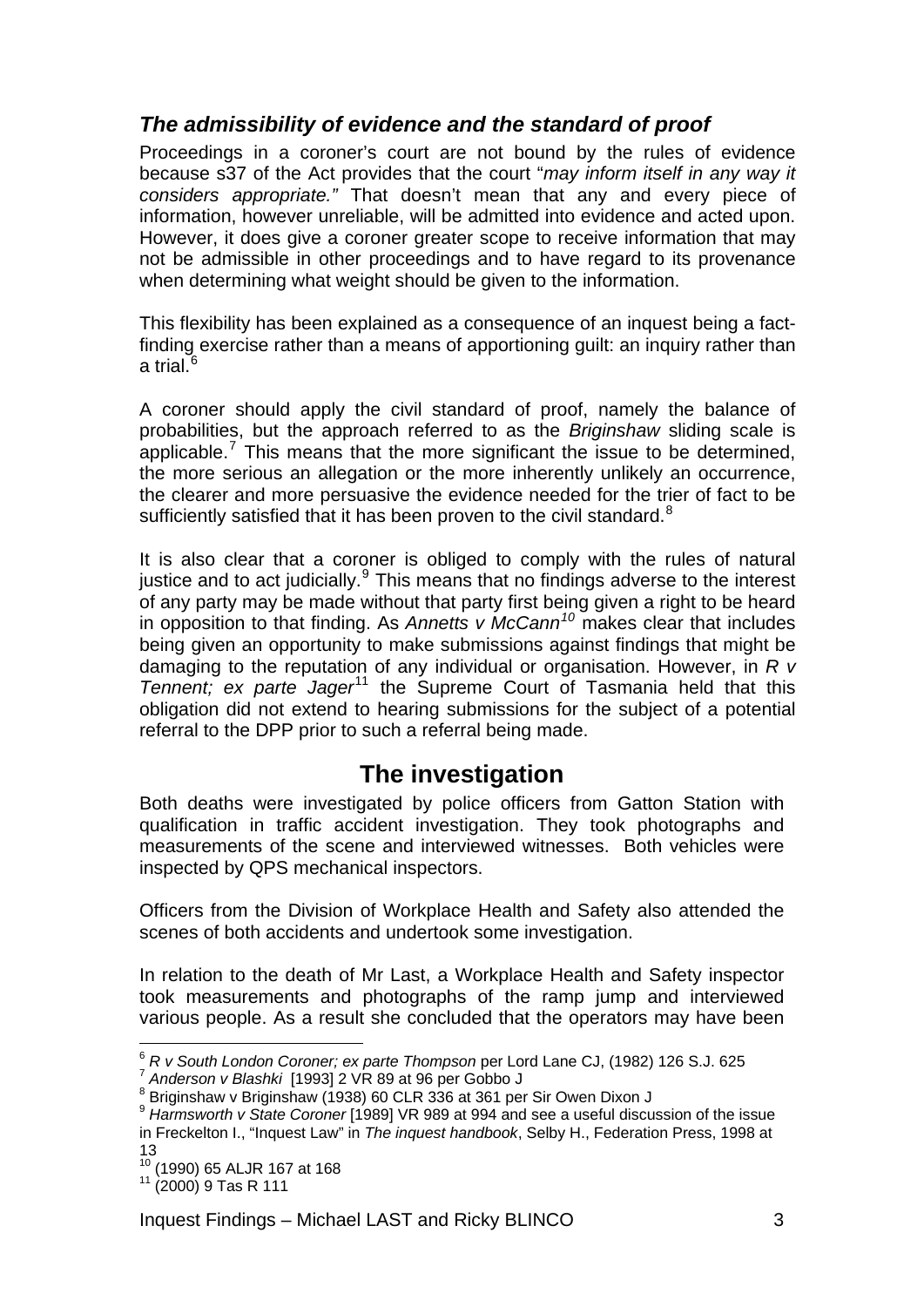### *The admissibility of evidence and the standard of proof*

Proceedings in a coroner's court are not bound by the rules of evidence because s37 of the Act provides that the court "*may inform itself in any way it considers appropriate."* That doesn't mean that any and every piece of information, however unreliable, will be admitted into evidence and acted upon. However, it does give a coroner greater scope to receive information that may not be admissible in other proceedings and to have regard to its provenance when determining what weight should be given to the information.

This flexibility has been explained as a consequence of an inquest being a fact-finding exercise rather than a means of apportioning guilt: an inquiry rather than a trial.[6]

A coroner should apply the civil standard of proof, namely the balance of probabilities, but the approach referred to as the *Briginshaw* sliding scale is applicable.[7] This means that the more significant the issue to be determined, the more serious an allegation or the more inherently unlikely an occurrence, the clearer and more persuasive the evidence needed for the trier of fact to be sufficiently satisfied that it has been proven to the civil standard.[8]

It is also clear that a coroner is obliged to comply with the rules of natural justice and to act judicially.[9] This means that no findings adverse to the interest of any party may be made without that party first being given a right to be heard in opposition to that finding. As *Annetts v McCann*[10] makes clear that includes being given an opportunity to make submissions against findings that might be damaging to the reputation of any individual or organisation. However, in *R v Tennent; ex parte Jager*[11] the Supreme Court of Tasmania held that this obligation did not extend to hearing submissions for the subject of a potential referral to the DPP prior to such a referral being made.

## The investigation

Both deaths were investigated by police officers from Gatton Station with qualification in traffic accident investigation. They took photographs and measurements of the scene and interviewed witnesses. Both vehicles were inspected by QPS mechanical inspectors.

Officers from the Division of Workplace Health and Safety also attended the scenes of both accidents and undertook some investigation.

In relation to the death of Mr Last, a Workplace Health and Safety inspector took measurements and photographs of the ramp jump and interviewed various people. As a result she concluded that the operators may have been

---

[6] *R v South London Coroner; ex parte Thompson* per Lord Lane CJ, (1982) 126 S.J. 625

[7] *Anderson v Blashki* [1993] 2 VR 89 at 96 per Gobbo J

[8] Briginshaw v Briginshaw (1938) 60 CLR 336 at 361 per Sir Owen Dixon J

[9] *Harmsworth v State Coroner* [1989] VR 989 at 994 and see a useful discussion of the issue in Freckelton I., "Inquest Law" in *The inquest handbook*, Selby H., Federation Press, 1998 at 13

[10] (1990) 65 ALJR 167 at 168

[11] (2000) 9 Tas R 111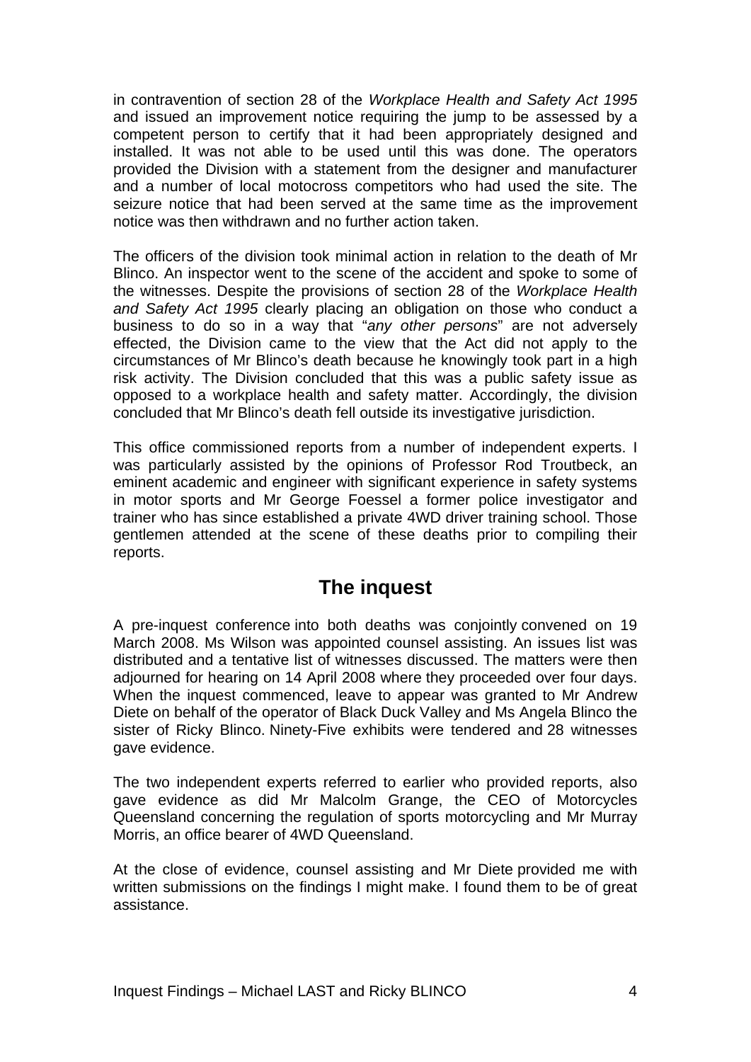in contravention of section 28 of the *Workplace Health and Safety Act 1995* and issued an improvement notice requiring the jump to be assessed by a competent person to certify that it had been appropriately designed and installed. It was not able to be used until this was done. The operators provided the Division with a statement from the designer and manufacturer and a number of local motocross competitors who had used the site. The seizure notice that had been served at the same time as the improvement notice was then withdrawn and no further action taken.

The officers of the division took minimal action in relation to the death of Mr Blinco. An inspector went to the scene of the accident and spoke to some of the witnesses. Despite the provisions of section 28 of the *Workplace Health and Safety Act 1995* clearly placing an obligation on those who conduct a business to do so in a way that "*any other persons*" are not adversely effected, the Division came to the view that the Act did not apply to the circumstances of Mr Blinco's death because he knowingly took part in a high risk activity. The Division concluded that this was a public safety issue as opposed to a workplace health and safety matter. Accordingly, the division concluded that Mr Blinco's death fell outside its investigative jurisdiction.

This office commissioned reports from a number of independent experts. I was particularly assisted by the opinions of Professor Rod Troutbeck, an eminent academic and engineer with significant experience in safety systems in motor sports and Mr George Foessel a former police investigator and trainer who has since established a private 4WD driver training school. Those gentlemen attended at the scene of these deaths prior to compiling their reports.

## The inquest

A pre-inquest conference into both deaths was conjointly convened on 19 March 2008. Ms Wilson was appointed counsel assisting. An issues list was distributed and a tentative list of witnesses discussed. The matters were then adjourned for hearing on 14 April 2008 where they proceeded over four days. When the inquest commenced, leave to appear was granted to Mr Andrew Diete on behalf of the operator of Black Duck Valley and Ms Angela Blinco the sister of Ricky Blinco. Ninety-Five exhibits were tendered and 28 witnesses gave evidence.

The two independent experts referred to earlier who provided reports, also gave evidence as did Mr Malcolm Grange, the CEO of Motorcycles Queensland concerning the regulation of sports motorcycling and Mr Murray Morris, an office bearer of 4WD Queensland.

At the close of evidence, counsel assisting and Mr Diete provided me with written submissions on the findings I might make. I found them to be of great assistance.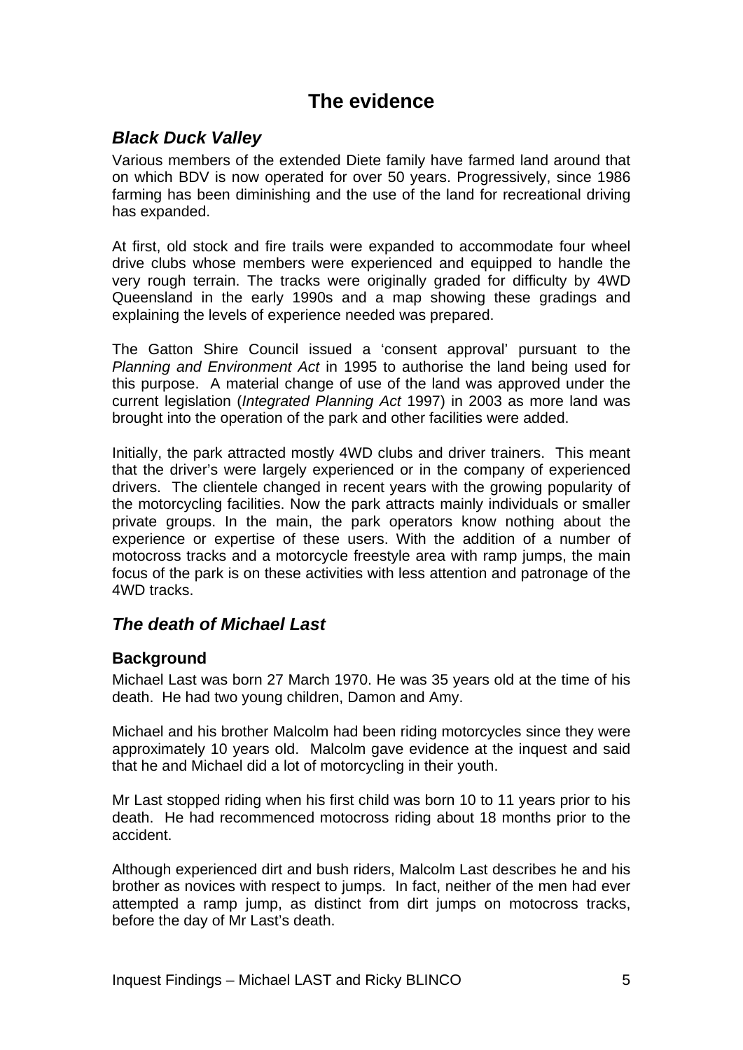# The evidence

## *Black Duck Valley*

Various members of the extended Diete family have farmed land around that on which BDV is now operated for over 50 years. Progressively, since 1986 farming has been diminishing and the use of the land for recreational driving has expanded.

At first, old stock and fire trails were expanded to accommodate four wheel drive clubs whose members were experienced and equipped to handle the very rough terrain. The tracks were originally graded for difficulty by 4WD Queensland in the early 1990s and a map showing these gradings and explaining the levels of experience needed was prepared.

The Gatton Shire Council issued a 'consent approval' pursuant to the *Planning and Environment Act* in 1995 to authorise the land being used for this purpose. A material change of use of the land was approved under the current legislation (*Integrated Planning Act* 1997) in 2003 as more land was brought into the operation of the park and other facilities were added.

Initially, the park attracted mostly 4WD clubs and driver trainers. This meant that the driver's were largely experienced or in the company of experienced drivers. The clientele changed in recent years with the growing popularity of the motorcycling facilities. Now the park attracts mainly individuals or smaller private groups. In the main, the park operators know nothing about the experience or expertise of these users. With the addition of a number of motocross tracks and a motorcycle freestyle area with ramp jumps, the main focus of the park is on these activities with less attention and patronage of the 4WD tracks.

## *The death of Michael Last*

### Background

Michael Last was born 27 March 1970. He was 35 years old at the time of his death. He had two young children, Damon and Amy.

Michael and his brother Malcolm had been riding motorcycles since they were approximately 10 years old. Malcolm gave evidence at the inquest and said that he and Michael did a lot of motorcycling in their youth.

Mr Last stopped riding when his first child was born 10 to 11 years prior to his death. He had recommenced motocross riding about 18 months prior to the accident.

Although experienced dirt and bush riders, Malcolm Last describes he and his brother as novices with respect to jumps. In fact, neither of the men had ever attempted a ramp jump, as distinct from dirt jumps on motocross tracks, before the day of Mr Last's death.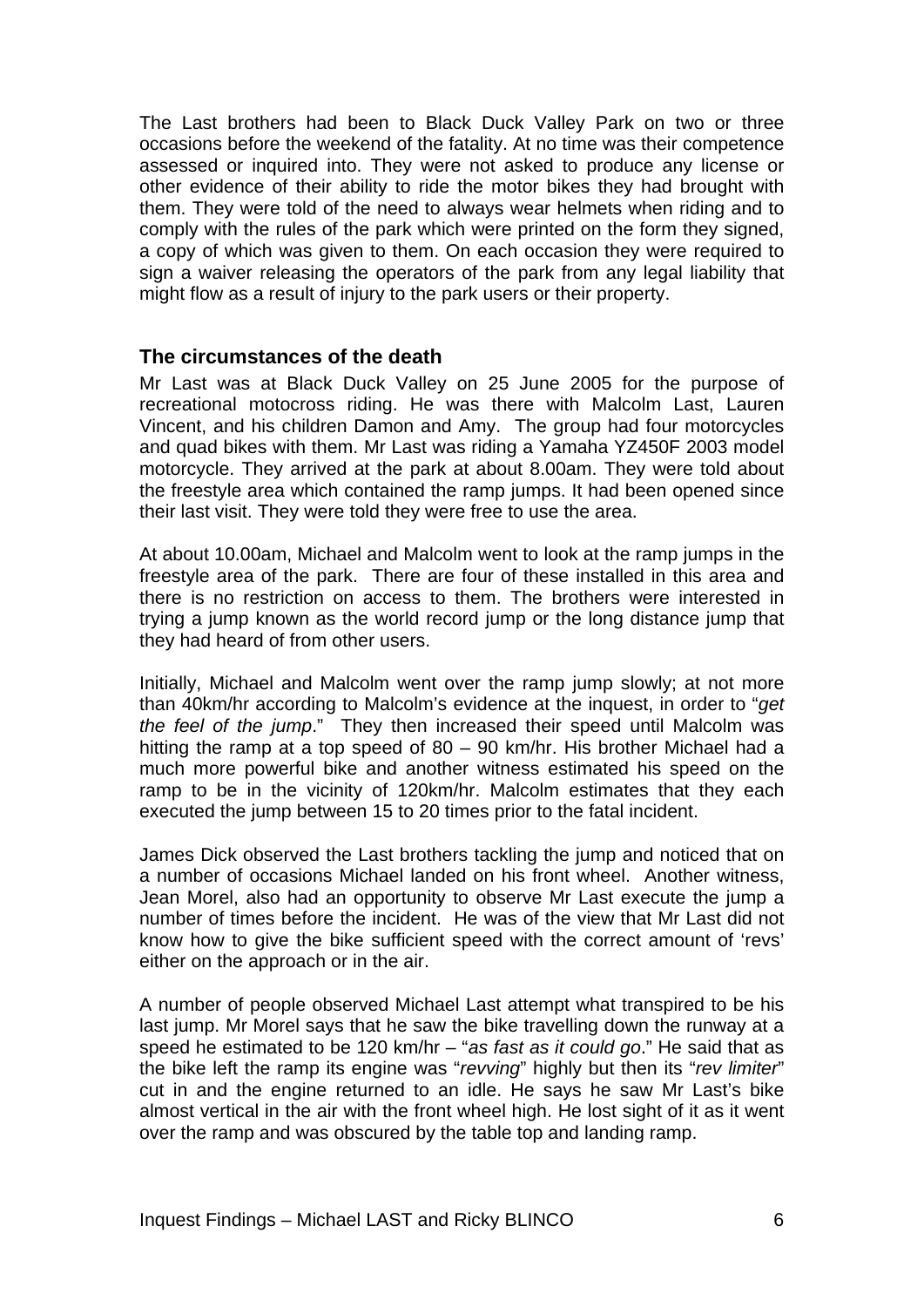The Last brothers had been to Black Duck Valley Park on two or three occasions before the weekend of the fatality. At no time was their competence assessed or inquired into. They were not asked to produce any license or other evidence of their ability to ride the motor bikes they had brought with them. They were told of the need to always wear helmets when riding and to comply with the rules of the park which were printed on the form they signed, a copy of which was given to them. On each occasion they were required to sign a waiver releasing the operators of the park from any legal liability that might flow as a result of injury to the park users or their property.

## The circumstances of the death

Mr Last was at Black Duck Valley on 25 June 2005 for the purpose of recreational motocross riding. He was there with Malcolm Last, Lauren Vincent, and his children Damon and Amy. The group had four motorcycles and quad bikes with them. Mr Last was riding a Yamaha YZ450F 2003 model motorcycle. They arrived at the park at about 8.00am. They were told about the freestyle area which contained the ramp jumps. It had been opened since their last visit. They were told they were free to use the area.

At about 10.00am, Michael and Malcolm went to look at the ramp jumps in the freestyle area of the park. There are four of these installed in this area and there is no restriction on access to them. The brothers were interested in trying a jump known as the world record jump or the long distance jump that they had heard of from other users.

Initially, Michael and Malcolm went over the ramp jump slowly; at not more than 40km/hr according to Malcolm's evidence at the inquest, in order to "*get the feel of the jump*." They then increased their speed until Malcolm was hitting the ramp at a top speed of 80 – 90 km/hr. His brother Michael had a much more powerful bike and another witness estimated his speed on the ramp to be in the vicinity of 120km/hr. Malcolm estimates that they each executed the jump between 15 to 20 times prior to the fatal incident.

James Dick observed the Last brothers tackling the jump and noticed that on a number of occasions Michael landed on his front wheel. Another witness, Jean Morel, also had an opportunity to observe Mr Last execute the jump a number of times before the incident. He was of the view that Mr Last did not know how to give the bike sufficient speed with the correct amount of 'revs' either on the approach or in the air.

A number of people observed Michael Last attempt what transpired to be his last jump. Mr Morel says that he saw the bike travelling down the runway at a speed he estimated to be 120 km/hr – "*as fast as it could go*." He said that as the bike left the ramp its engine was "*revving*" highly but then its "*rev limiter*" cut in and the engine returned to an idle. He says he saw Mr Last's bike almost vertical in the air with the front wheel high. He lost sight of it as it went over the ramp and was obscured by the table top and landing ramp.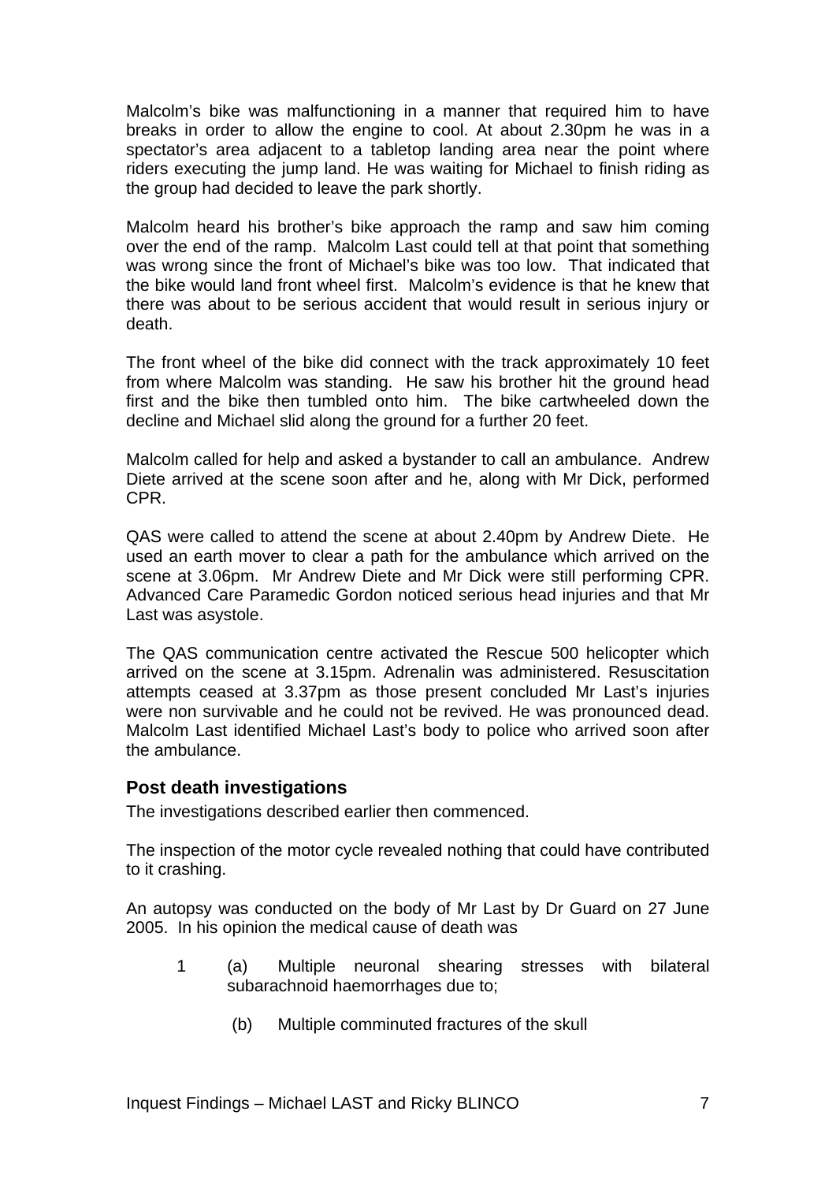Malcolm's bike was malfunctioning in a manner that required him to have breaks in order to allow the engine to cool. At about 2.30pm he was in a spectator's area adjacent to a tabletop landing area near the point where riders executing the jump land. He was waiting for Michael to finish riding as the group had decided to leave the park shortly.

Malcolm heard his brother's bike approach the ramp and saw him coming over the end of the ramp. Malcolm Last could tell at that point that something was wrong since the front of Michael's bike was too low. That indicated that the bike would land front wheel first. Malcolm's evidence is that he knew that there was about to be serious accident that would result in serious injury or death.

The front wheel of the bike did connect with the track approximately 10 feet from where Malcolm was standing. He saw his brother hit the ground head first and the bike then tumbled onto him. The bike cartwheeled down the decline and Michael slid along the ground for a further 20 feet.

Malcolm called for help and asked a bystander to call an ambulance. Andrew Diete arrived at the scene soon after and he, along with Mr Dick, performed CPR.

QAS were called to attend the scene at about 2.40pm by Andrew Diete. He used an earth mover to clear a path for the ambulance which arrived on the scene at 3.06pm. Mr Andrew Diete and Mr Dick were still performing CPR. Advanced Care Paramedic Gordon noticed serious head injuries and that Mr Last was asystole.

The QAS communication centre activated the Rescue 500 helicopter which arrived on the scene at 3.15pm. Adrenalin was administered. Resuscitation attempts ceased at 3.37pm as those present concluded Mr Last's injuries were non survivable and he could not be revived. He was pronounced dead. Malcolm Last identified Michael Last's body to police who arrived soon after the ambulance.

### Post death investigations

The investigations described earlier then commenced.

The inspection of the motor cycle revealed nothing that could have contributed to it crashing.

An autopsy was conducted on the body of Mr Last by Dr Guard on 27 June 2005. In his opinion the medical cause of death was

1 (a) Multiple neuronal shearing stresses with bilateral subarachnoid haemorrhages due to;

(b) Multiple comminuted fractures of the skull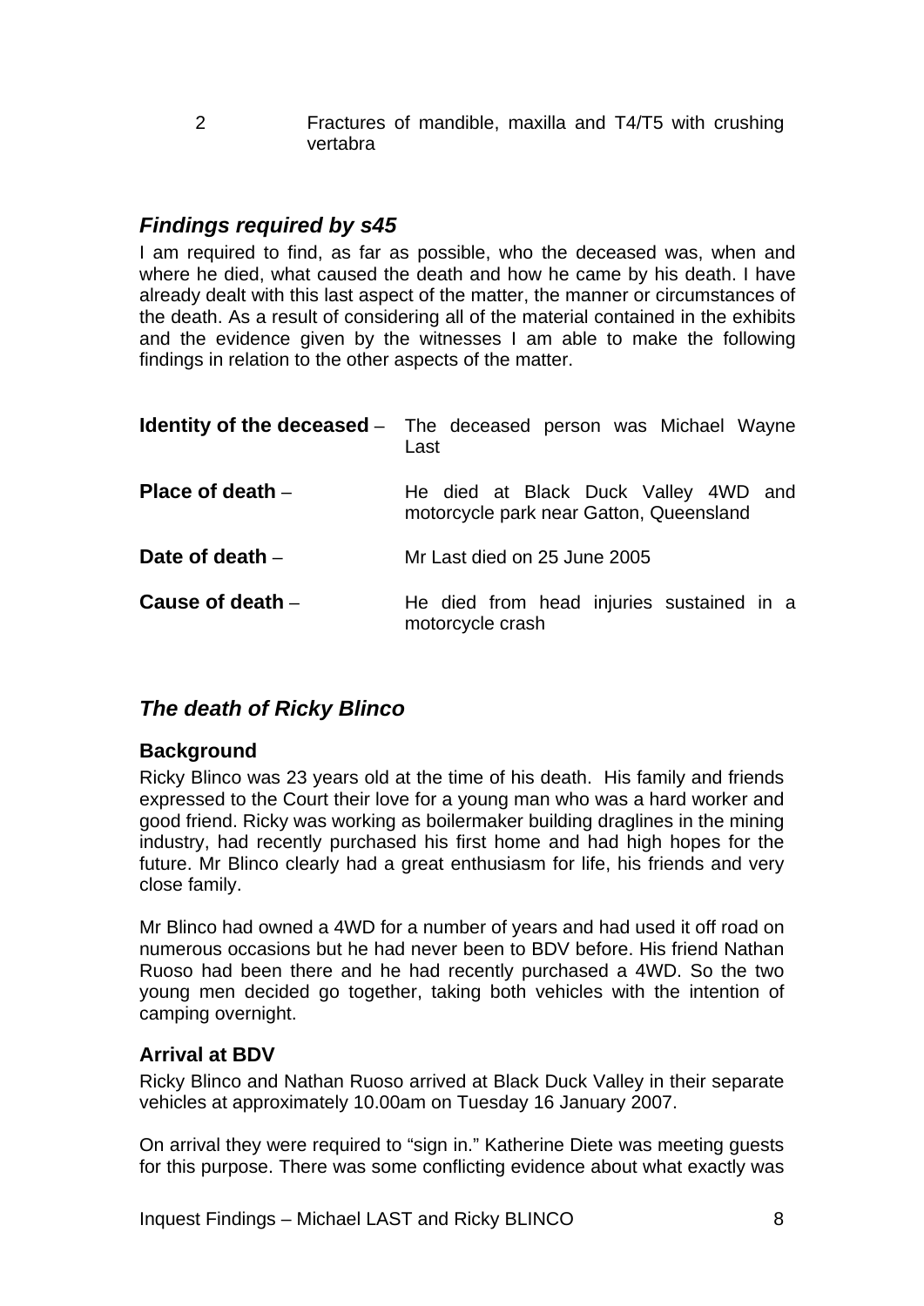| | |
|---|---|
| 2 | Fractures of mandible, maxilla and T4/T5 with crushing vertabra |

## *Findings required by s45*

I am required to find, as far as possible, who the deceased was, when and where he died, what caused the death and how he came by his death. I have already dealt with this last aspect of the matter, the manner or circumstances of the death. As a result of considering all of the material contained in the exhibits and the evidence given by the witnesses I am able to make the following findings in relation to the other aspects of the matter.

| | |
|---|---|
| **Identity of the deceased** – | The deceased person was Michael Wayne Last |
| **Place of death** – | He died at Black Duck Valley 4WD and motorcycle park near Gatton, Queensland |
| **Date of death** – | Mr Last died on 25 June 2005 |
| **Cause of death** – | He died from head injuries sustained in a motorcycle crash |

## *The death of Ricky Blinco*

### **Background**

Ricky Blinco was 23 years old at the time of his death. His family and friends expressed to the Court their love for a young man who was a hard worker and good friend. Ricky was working as boilermaker building draglines in the mining industry, had recently purchased his first home and had high hopes for the future. Mr Blinco clearly had a great enthusiasm for life, his friends and very close family.

Mr Blinco had owned a 4WD for a number of years and had used it off road on numerous occasions but he had never been to BDV before. His friend Nathan Ruoso had been there and he had recently purchased a 4WD. So the two young men decided go together, taking both vehicles with the intention of camping overnight.

### **Arrival at BDV**

Ricky Blinco and Nathan Ruoso arrived at Black Duck Valley in their separate vehicles at approximately 10.00am on Tuesday 16 January 2007.

On arrival they were required to "sign in." Katherine Diete was meeting guests for this purpose. There was some conflicting evidence about what exactly was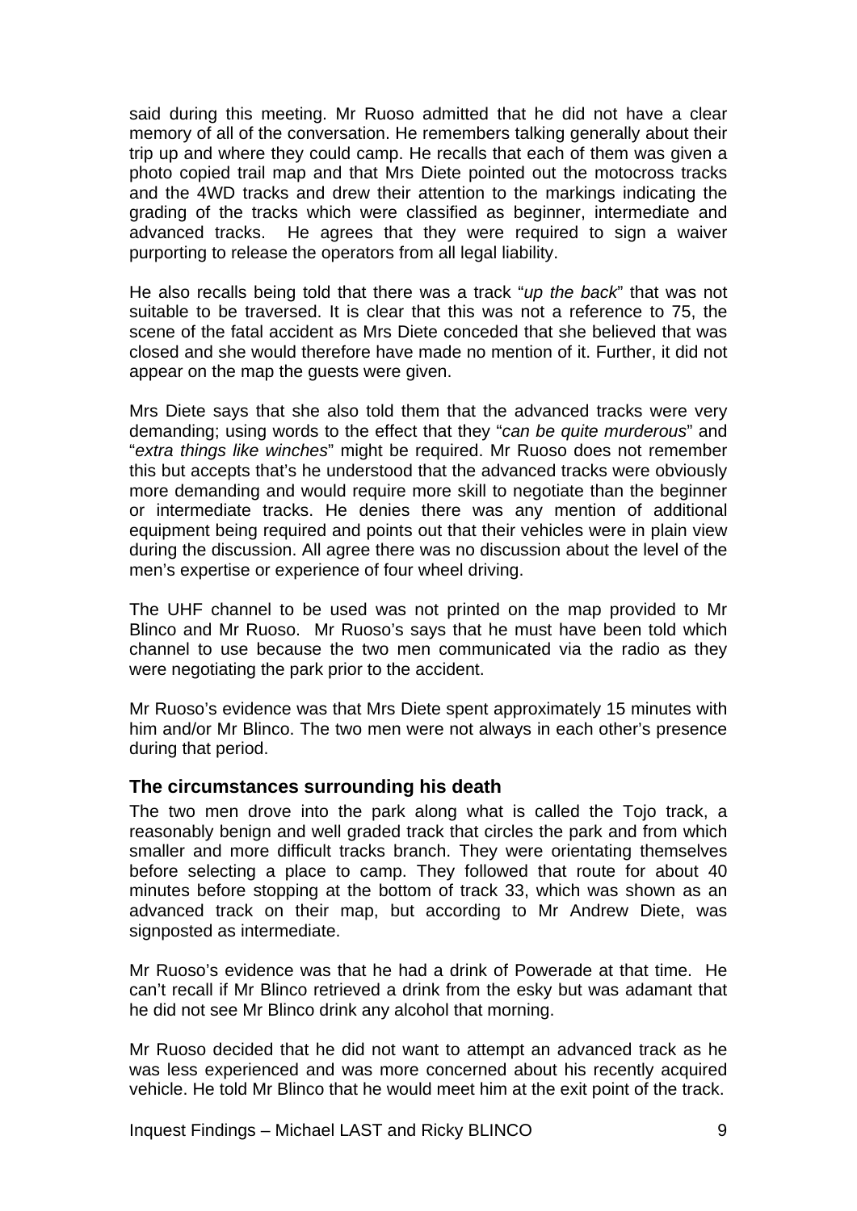said during this meeting. Mr Ruoso admitted that he did not have a clear memory of all of the conversation. He remembers talking generally about their trip up and where they could camp. He recalls that each of them was given a photo copied trail map and that Mrs Diete pointed out the motocross tracks and the 4WD tracks and drew their attention to the markings indicating the grading of the tracks which were classified as beginner, intermediate and advanced tracks. He agrees that they were required to sign a waiver purporting to release the operators from all legal liability.

He also recalls being told that there was a track "*up the back*" that was not suitable to be traversed. It is clear that this was not a reference to 75, the scene of the fatal accident as Mrs Diete conceded that she believed that was closed and she would therefore have made no mention of it. Further, it did not appear on the map the guests were given.

Mrs Diete says that she also told them that the advanced tracks were very demanding; using words to the effect that they "*can be quite murderous*" and "*extra things like winches*" might be required. Mr Ruoso does not remember this but accepts that's he understood that the advanced tracks were obviously more demanding and would require more skill to negotiate than the beginner or intermediate tracks. He denies there was any mention of additional equipment being required and points out that their vehicles were in plain view during the discussion. All agree there was no discussion about the level of the men's expertise or experience of four wheel driving.

The UHF channel to be used was not printed on the map provided to Mr Blinco and Mr Ruoso. Mr Ruoso's says that he must have been told which channel to use because the two men communicated via the radio as they were negotiating the park prior to the accident.

Mr Ruoso's evidence was that Mrs Diete spent approximately 15 minutes with him and/or Mr Blinco. The two men were not always in each other's presence during that period.

### The circumstances surrounding his death

The two men drove into the park along what is called the Tojo track, a reasonably benign and well graded track that circles the park and from which smaller and more difficult tracks branch. They were orientating themselves before selecting a place to camp. They followed that route for about 40 minutes before stopping at the bottom of track 33, which was shown as an advanced track on their map, but according to Mr Andrew Diete, was signposted as intermediate.

Mr Ruoso's evidence was that he had a drink of Powerade at that time. He can't recall if Mr Blinco retrieved a drink from the esky but was adamant that he did not see Mr Blinco drink any alcohol that morning.

Mr Ruoso decided that he did not want to attempt an advanced track as he was less experienced and was more concerned about his recently acquired vehicle. He told Mr Blinco that he would meet him at the exit point of the track.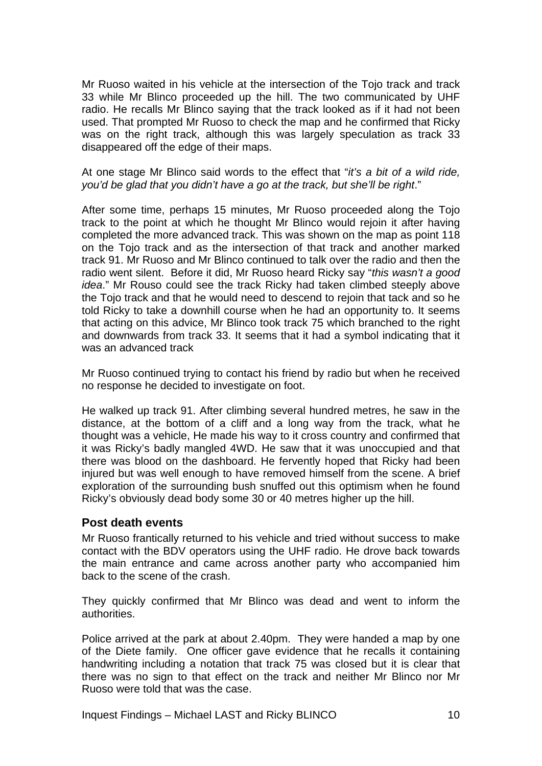Mr Ruoso waited in his vehicle at the intersection of the Tojo track and track 33 while Mr Blinco proceeded up the hill. The two communicated by UHF radio. He recalls Mr Blinco saying that the track looked as if it had not been used. That prompted Mr Ruoso to check the map and he confirmed that Ricky was on the right track, although this was largely speculation as track 33 disappeared off the edge of their maps.

At one stage Mr Blinco said words to the effect that "*it's a bit of a wild ride, you'd be glad that you didn't have a go at the track, but she'll be right*."

After some time, perhaps 15 minutes, Mr Ruoso proceeded along the Tojo track to the point at which he thought Mr Blinco would rejoin it after having completed the more advanced track. This was shown on the map as point 118 on the Tojo track and as the intersection of that track and another marked track 91. Mr Ruoso and Mr Blinco continued to talk over the radio and then the radio went silent. Before it did, Mr Ruoso heard Ricky say "*this wasn't a good idea*." Mr Rouso could see the track Ricky had taken climbed steeply above the Tojo track and that he would need to descend to rejoin that tack and so he told Ricky to take a downhill course when he had an opportunity to. It seems that acting on this advice, Mr Blinco took track 75 which branched to the right and downwards from track 33. It seems that it had a symbol indicating that it was an advanced track

Mr Ruoso continued trying to contact his friend by radio but when he received no response he decided to investigate on foot.

He walked up track 91. After climbing several hundred metres, he saw in the distance, at the bottom of a cliff and a long way from the track, what he thought was a vehicle, He made his way to it cross country and confirmed that it was Ricky's badly mangled 4WD. He saw that it was unoccupied and that there was blood on the dashboard. He fervently hoped that Ricky had been injured but was well enough to have removed himself from the scene. A brief exploration of the surrounding bush snuffed out this optimism when he found Ricky's obviously dead body some 30 or 40 metres higher up the hill.

### Post death events

Mr Ruoso frantically returned to his vehicle and tried without success to make contact with the BDV operators using the UHF radio. He drove back towards the main entrance and came across another party who accompanied him back to the scene of the crash.

They quickly confirmed that Mr Blinco was dead and went to inform the authorities.

Police arrived at the park at about 2.40pm. They were handed a map by one of the Diete family. One officer gave evidence that he recalls it containing handwriting including a notation that track 75 was closed but it is clear that there was no sign to that effect on the track and neither Mr Blinco nor Mr Ruoso were told that was the case.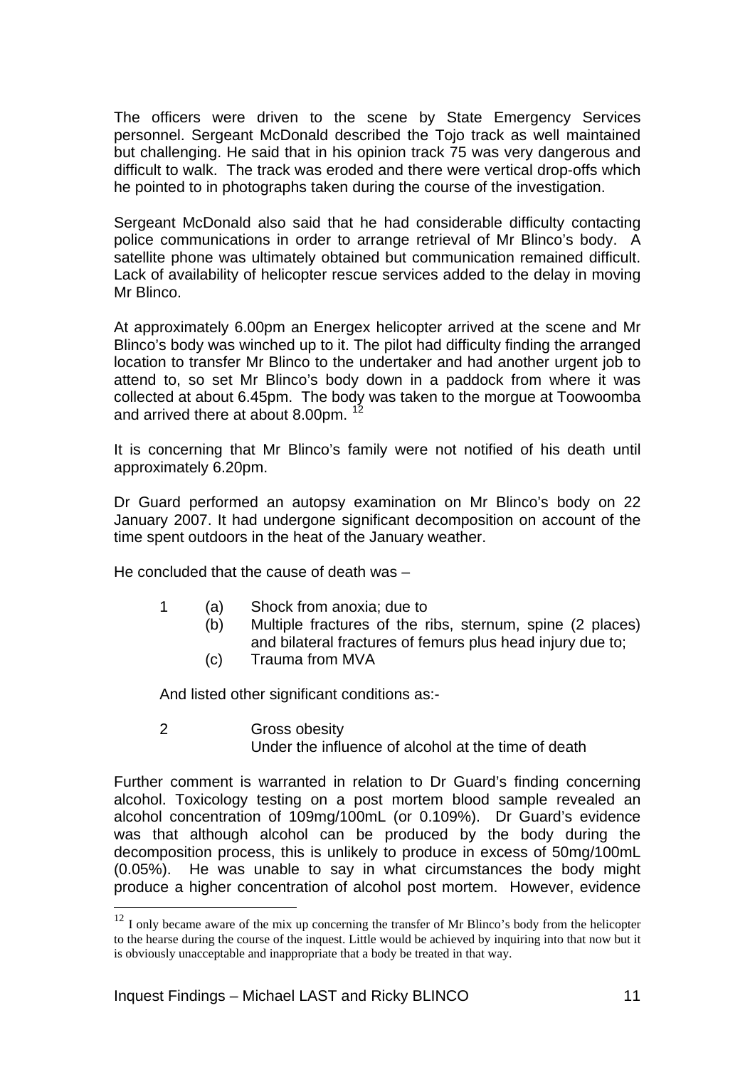The officers were driven to the scene by State Emergency Services personnel. Sergeant McDonald described the Tojo track as well maintained but challenging. He said that in his opinion track 75 was very dangerous and difficult to walk. The track was eroded and there were vertical drop-offs which he pointed to in photographs taken during the course of the investigation.

Sergeant McDonald also said that he had considerable difficulty contacting police communications in order to arrange retrieval of Mr Blinco's body. A satellite phone was ultimately obtained but communication remained difficult. Lack of availability of helicopter rescue services added to the delay in moving Mr Blinco.

At approximately 6.00pm an Energex helicopter arrived at the scene and Mr Blinco's body was winched up to it. The pilot had difficulty finding the arranged location to transfer Mr Blinco to the undertaker and had another urgent job to attend to, so set Mr Blinco's body down in a paddock from where it was collected at about 6.45pm. The body was taken to the morgue at Toowoomba and arrived there at about 8.00pm. [12]

It is concerning that Mr Blinco's family were not notified of his death until approximately 6.20pm.

Dr Guard performed an autopsy examination on Mr Blinco's body on 22 January 2007. It had undergone significant decomposition on account of the time spent outdoors in the heat of the January weather.

He concluded that the cause of death was –

1 (a) Shock from anoxia; due to
  (b) Multiple fractures of the ribs, sternum, spine (2 places) and bilateral fractures of femurs plus head injury due to;
  (c) Trauma from MVA

And listed other significant conditions as:-

2 Gross obesity
  Under the influence of alcohol at the time of death

Further comment is warranted in relation to Dr Guard's finding concerning alcohol. Toxicology testing on a post mortem blood sample revealed an alcohol concentration of 109mg/100mL (or 0.109%). Dr Guard's evidence was that although alcohol can be produced by the body during the decomposition process, this is unlikely to produce in excess of 50mg/100mL (0.05%). He was unable to say in what circumstances the body might produce a higher concentration of alcohol post mortem. However, evidence

---

[12] I only became aware of the mix up concerning the transfer of Mr Blinco's body from the helicopter to the hearse during the course of the inquest. Little would be achieved by inquiring into that now but it is obviously unacceptable and inappropriate that a body be treated in that way.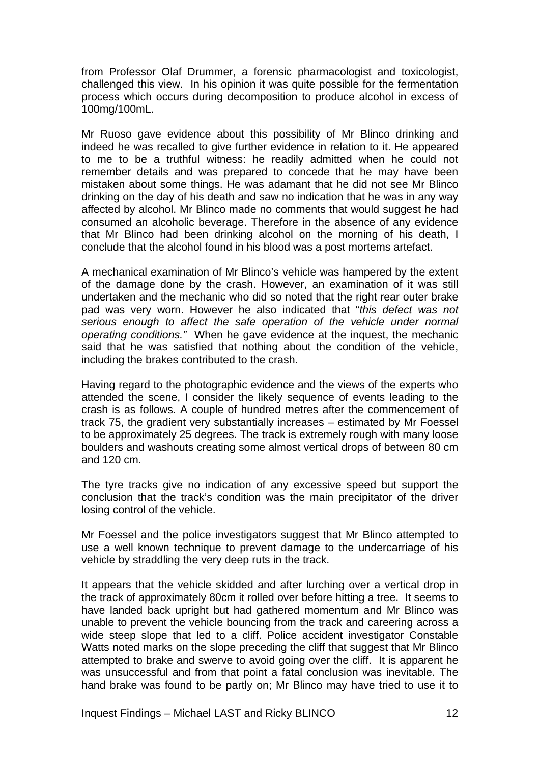from Professor Olaf Drummer, a forensic pharmacologist and toxicologist, challenged this view. In his opinion it was quite possible for the fermentation process which occurs during decomposition to produce alcohol in excess of 100mg/100mL.

Mr Ruoso gave evidence about this possibility of Mr Blinco drinking and indeed he was recalled to give further evidence in relation to it. He appeared to me to be a truthful witness: he readily admitted when he could not remember details and was prepared to concede that he may have been mistaken about some things. He was adamant that he did not see Mr Blinco drinking on the day of his death and saw no indication that he was in any way affected by alcohol. Mr Blinco made no comments that would suggest he had consumed an alcoholic beverage. Therefore in the absence of any evidence that Mr Blinco had been drinking alcohol on the morning of his death, I conclude that the alcohol found in his blood was a post mortems artefact.

A mechanical examination of Mr Blinco's vehicle was hampered by the extent of the damage done by the crash. However, an examination of it was still undertaken and the mechanic who did so noted that the right rear outer brake pad was very worn. However he also indicated that "*this defect was not serious enough to affect the safe operation of the vehicle under normal operating conditions.*" When he gave evidence at the inquest, the mechanic said that he was satisfied that nothing about the condition of the vehicle, including the brakes contributed to the crash.

Having regard to the photographic evidence and the views of the experts who attended the scene, I consider the likely sequence of events leading to the crash is as follows. A couple of hundred metres after the commencement of track 75, the gradient very substantially increases – estimated by Mr Foessel to be approximately 25 degrees. The track is extremely rough with many loose boulders and washouts creating some almost vertical drops of between 80 cm and 120 cm.

The tyre tracks give no indication of any excessive speed but support the conclusion that the track's condition was the main precipitator of the driver losing control of the vehicle.

Mr Foessel and the police investigators suggest that Mr Blinco attempted to use a well known technique to prevent damage to the undercarriage of his vehicle by straddling the very deep ruts in the track.

It appears that the vehicle skidded and after lurching over a vertical drop in the track of approximately 80cm it rolled over before hitting a tree. It seems to have landed back upright but had gathered momentum and Mr Blinco was unable to prevent the vehicle bouncing from the track and careering across a wide steep slope that led to a cliff. Police accident investigator Constable Watts noted marks on the slope preceding the cliff that suggest that Mr Blinco attempted to brake and swerve to avoid going over the cliff. It is apparent he was unsuccessful and from that point a fatal conclusion was inevitable. The hand brake was found to be partly on; Mr Blinco may have tried to use it to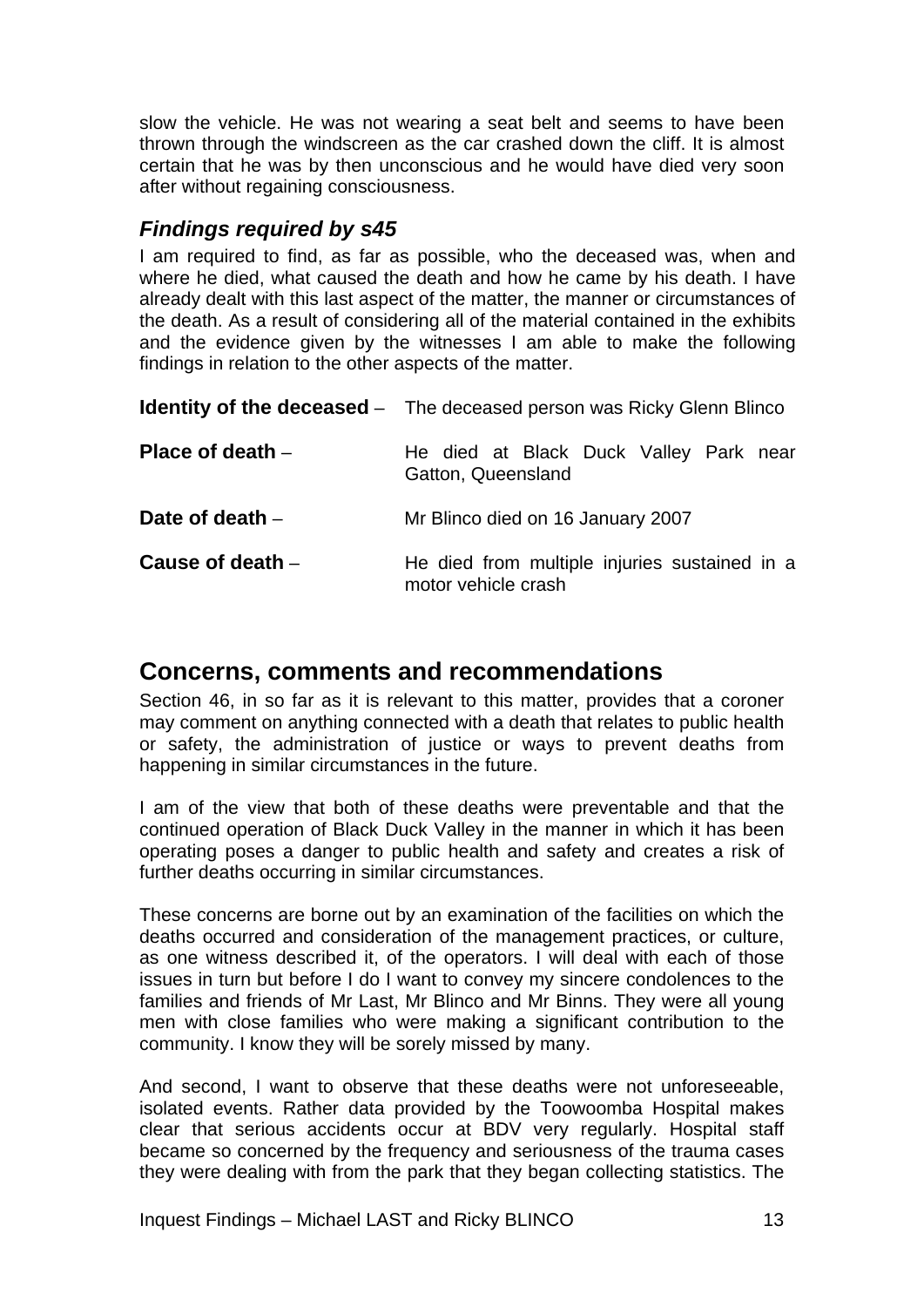slow the vehicle. He was not wearing a seat belt and seems to have been thrown through the windscreen as the car crashed down the cliff. It is almost certain that he was by then unconscious and he would have died very soon after without regaining consciousness.

### *Findings required by s45*

I am required to find, as far as possible, who the deceased was, when and where he died, what caused the death and how he came by his death. I have already dealt with this last aspect of the matter, the manner or circumstances of the death. As a result of considering all of the material contained in the exhibits and the evidence given by the witnesses I am able to make the following findings in relation to the other aspects of the matter.

| | |
|---|---|
| **Identity of the deceased** – | The deceased person was Ricky Glenn Blinco |
| **Place of death** – | He died at Black Duck Valley Park near Gatton, Queensland |
| **Date of death** – | Mr Blinco died on 16 January 2007 |
| **Cause of death** – | He died from multiple injuries sustained in a motor vehicle crash |

## Concerns, comments and recommendations

Section 46, in so far as it is relevant to this matter, provides that a coroner may comment on anything connected with a death that relates to public health or safety, the administration of justice or ways to prevent deaths from happening in similar circumstances in the future.

I am of the view that both of these deaths were preventable and that the continued operation of Black Duck Valley in the manner in which it has been operating poses a danger to public health and safety and creates a risk of further deaths occurring in similar circumstances.

These concerns are borne out by an examination of the facilities on which the deaths occurred and consideration of the management practices, or culture, as one witness described it, of the operators. I will deal with each of those issues in turn but before I do I want to convey my sincere condolences to the families and friends of Mr Last, Mr Blinco and Mr Binns. They were all young men with close families who were making a significant contribution to the community. I know they will be sorely missed by many.

And second, I want to observe that these deaths were not unforeseeable, isolated events. Rather data provided by the Toowoomba Hospital makes clear that serious accidents occur at BDV very regularly. Hospital staff became so concerned by the frequency and seriousness of the trauma cases they were dealing with from the park that they began collecting statistics. The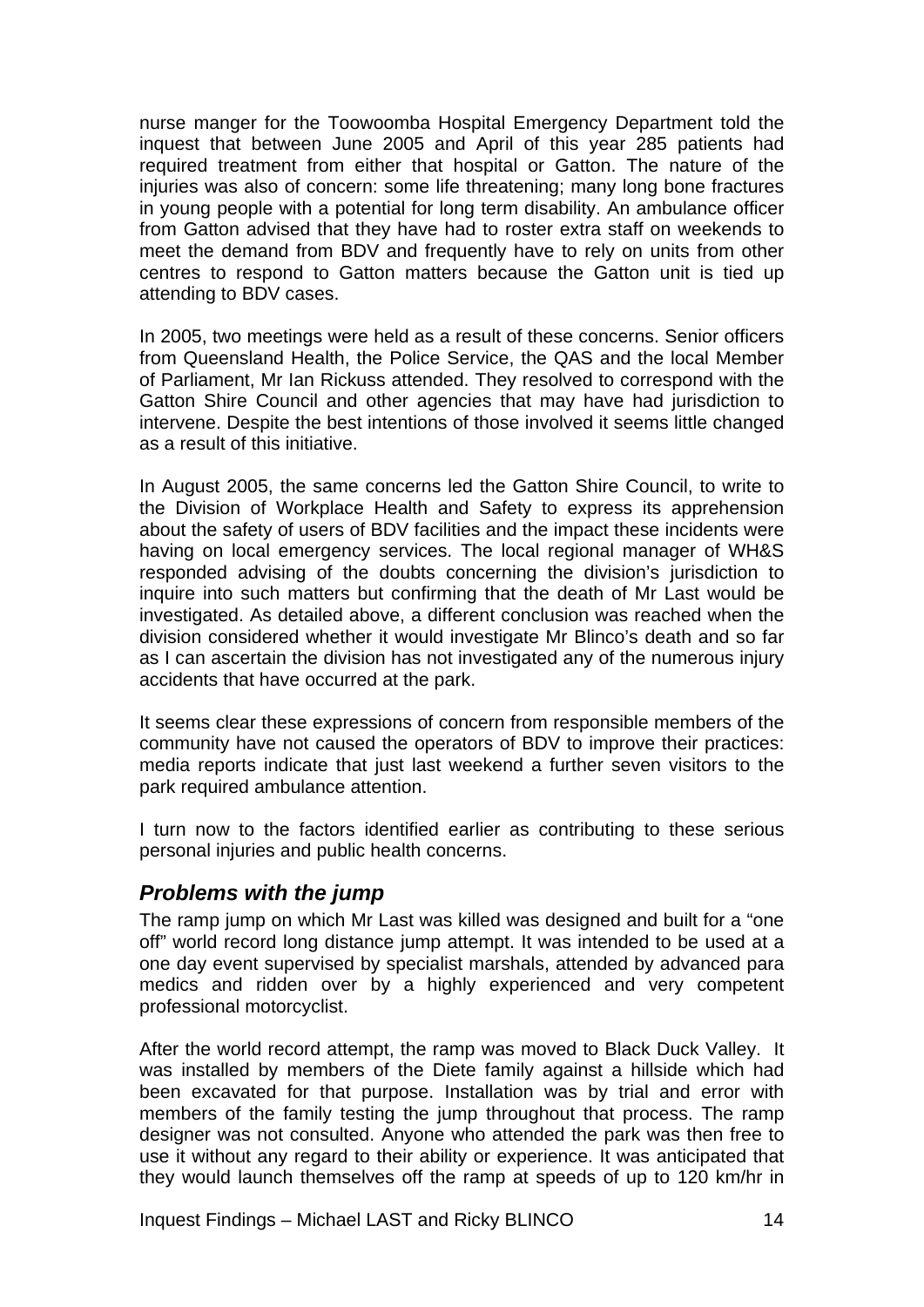nurse manger for the Toowoomba Hospital Emergency Department told the inquest that between June 2005 and April of this year 285 patients had required treatment from either that hospital or Gatton. The nature of the injuries was also of concern: some life threatening; many long bone fractures in young people with a potential for long term disability. An ambulance officer from Gatton advised that they have had to roster extra staff on weekends to meet the demand from BDV and frequently have to rely on units from other centres to respond to Gatton matters because the Gatton unit is tied up attending to BDV cases.

In 2005, two meetings were held as a result of these concerns. Senior officers from Queensland Health, the Police Service, the QAS and the local Member of Parliament, Mr Ian Rickuss attended. They resolved to correspond with the Gatton Shire Council and other agencies that may have had jurisdiction to intervene. Despite the best intentions of those involved it seems little changed as a result of this initiative.

In August 2005, the same concerns led the Gatton Shire Council, to write to the Division of Workplace Health and Safety to express its apprehension about the safety of users of BDV facilities and the impact these incidents were having on local emergency services. The local regional manager of WH&S responded advising of the doubts concerning the division's jurisdiction to inquire into such matters but confirming that the death of Mr Last would be investigated. As detailed above, a different conclusion was reached when the division considered whether it would investigate Mr Blinco's death and so far as I can ascertain the division has not investigated any of the numerous injury accidents that have occurred at the park.

It seems clear these expressions of concern from responsible members of the community have not caused the operators of BDV to improve their practices: media reports indicate that just last weekend a further seven visitors to the park required ambulance attention.

I turn now to the factors identified earlier as contributing to these serious personal injuries and public health concerns.

## *Problems with the jump*

The ramp jump on which Mr Last was killed was designed and built for a "one off" world record long distance jump attempt. It was intended to be used at a one day event supervised by specialist marshals, attended by advanced para medics and ridden over by a highly experienced and very competent professional motorcyclist.

After the world record attempt, the ramp was moved to Black Duck Valley. It was installed by members of the Diete family against a hillside which had been excavated for that purpose. Installation was by trial and error with members of the family testing the jump throughout that process. The ramp designer was not consulted. Anyone who attended the park was then free to use it without any regard to their ability or experience. It was anticipated that they would launch themselves off the ramp at speeds of up to 120 km/hr in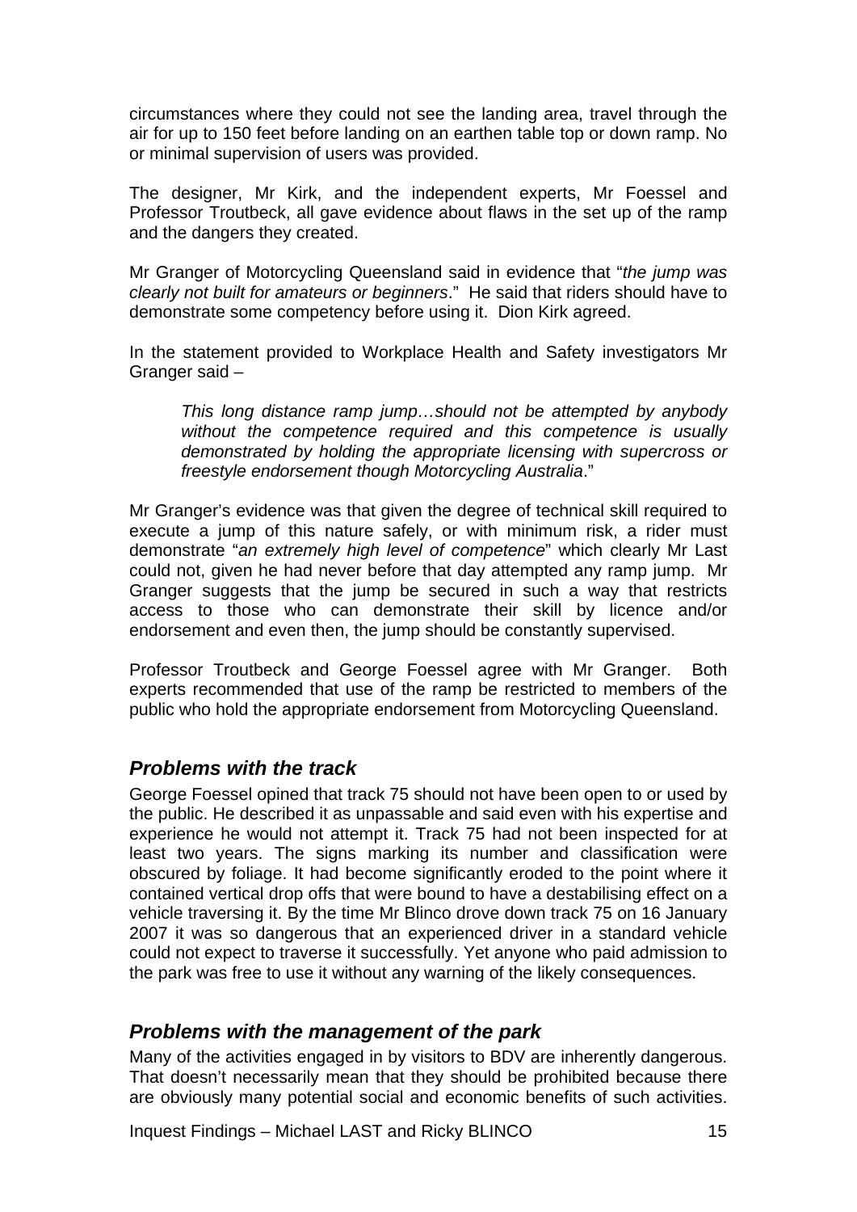circumstances where they could not see the landing area, travel through the air for up to 150 feet before landing on an earthen table top or down ramp. No or minimal supervision of users was provided.

The designer, Mr Kirk, and the independent experts, Mr Foessel and Professor Troutbeck, all gave evidence about flaws in the set up of the ramp and the dangers they created.

Mr Granger of Motorcycling Queensland said in evidence that "*the jump was clearly not built for amateurs or beginners*." He said that riders should have to demonstrate some competency before using it. Dion Kirk agreed.

In the statement provided to Workplace Health and Safety investigators Mr Granger said –

> *This long distance ramp jump…should not be attempted by anybody without the competence required and this competence is usually demonstrated by holding the appropriate licensing with supercross or freestyle endorsement though Motorcycling Australia*."

Mr Granger's evidence was that given the degree of technical skill required to execute a jump of this nature safely, or with minimum risk, a rider must demonstrate "*an extremely high level of competence*" which clearly Mr Last could not, given he had never before that day attempted any ramp jump. Mr Granger suggests that the jump be secured in such a way that restricts access to those who can demonstrate their skill by licence and/or endorsement and even then, the jump should be constantly supervised.

Professor Troutbeck and George Foessel agree with Mr Granger. Both experts recommended that use of the ramp be restricted to members of the public who hold the appropriate endorsement from Motorcycling Queensland.

## *Problems with the track*

George Foessel opined that track 75 should not have been open to or used by the public. He described it as unpassable and said even with his expertise and experience he would not attempt it. Track 75 had not been inspected for at least two years. The signs marking its number and classification were obscured by foliage. It had become significantly eroded to the point where it contained vertical drop offs that were bound to have a destabilising effect on a vehicle traversing it. By the time Mr Blinco drove down track 75 on 16 January 2007 it was so dangerous that an experienced driver in a standard vehicle could not expect to traverse it successfully. Yet anyone who paid admission to the park was free to use it without any warning of the likely consequences.

## *Problems with the management of the park*

Many of the activities engaged in by visitors to BDV are inherently dangerous. That doesn't necessarily mean that they should be prohibited because there are obviously many potential social and economic benefits of such activities.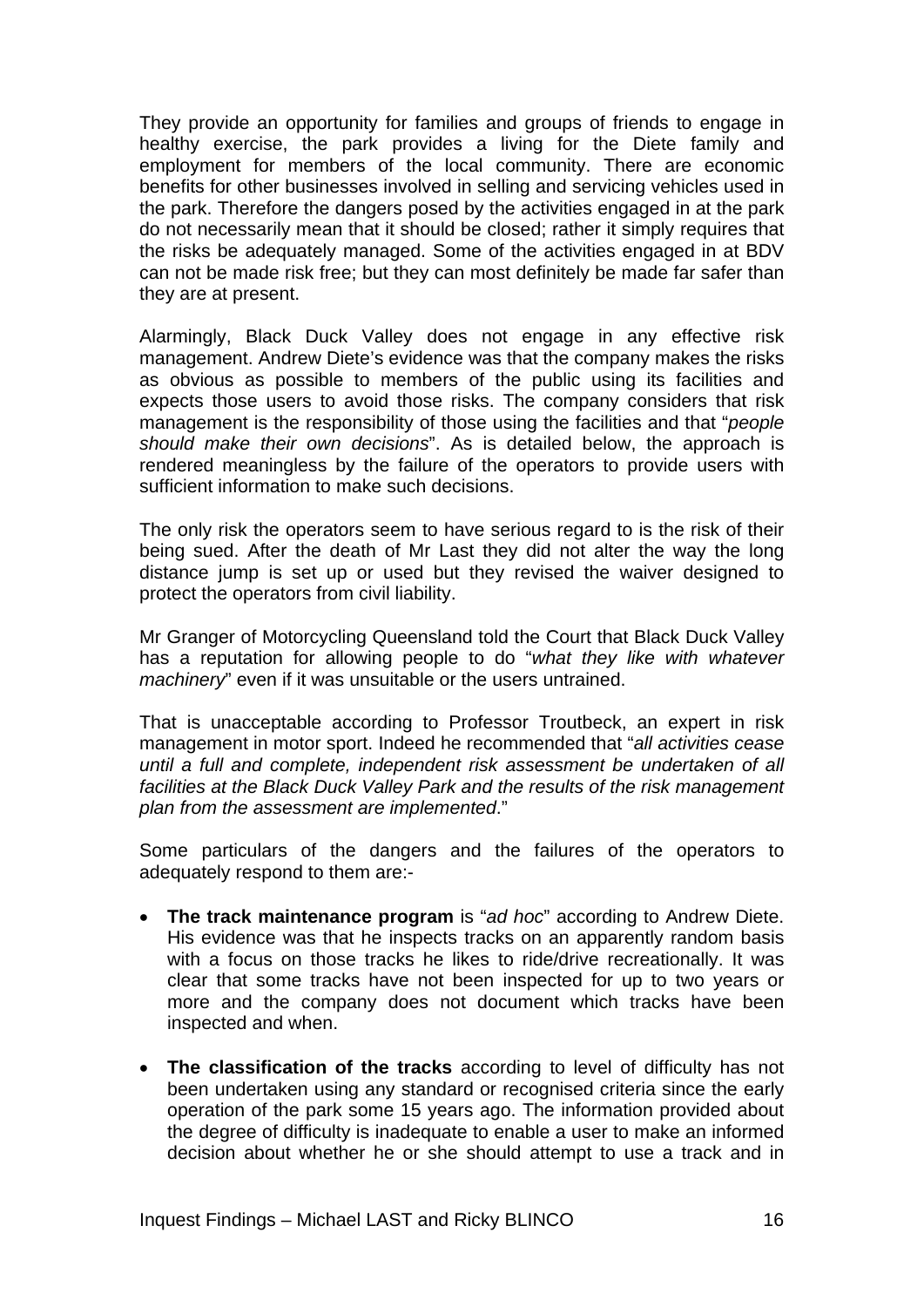They provide an opportunity for families and groups of friends to engage in healthy exercise, the park provides a living for the Diete family and employment for members of the local community. There are economic benefits for other businesses involved in selling and servicing vehicles used in the park. Therefore the dangers posed by the activities engaged in at the park do not necessarily mean that it should be closed; rather it simply requires that the risks be adequately managed. Some of the activities engaged in at BDV can not be made risk free; but they can most definitely be made far safer than they are at present.

Alarmingly, Black Duck Valley does not engage in any effective risk management. Andrew Diete's evidence was that the company makes the risks as obvious as possible to members of the public using its facilities and expects those users to avoid those risks. The company considers that risk management is the responsibility of those using the facilities and that "*people should make their own decisions*". As is detailed below, the approach is rendered meaningless by the failure of the operators to provide users with sufficient information to make such decisions.

The only risk the operators seem to have serious regard to is the risk of their being sued. After the death of Mr Last they did not alter the way the long distance jump is set up or used but they revised the waiver designed to protect the operators from civil liability.

Mr Granger of Motorcycling Queensland told the Court that Black Duck Valley has a reputation for allowing people to do "*what they like with whatever machinery*" even if it was unsuitable or the users untrained.

That is unacceptable according to Professor Troutbeck, an expert in risk management in motor sport. Indeed he recommended that "*all activities cease until a full and complete, independent risk assessment be undertaken of all facilities at the Black Duck Valley Park and the results of the risk management plan from the assessment are implemented*."

Some particulars of the dangers and the failures of the operators to adequately respond to them are:-

- **The track maintenance program** is "*ad hoc*" according to Andrew Diete. His evidence was that he inspects tracks on an apparently random basis with a focus on those tracks he likes to ride/drive recreationally. It was clear that some tracks have not been inspected for up to two years or more and the company does not document which tracks have been inspected and when.
- **The classification of the tracks** according to level of difficulty has not been undertaken using any standard or recognised criteria since the early operation of the park some 15 years ago. The information provided about the degree of difficulty is inadequate to enable a user to make an informed decision about whether he or she should attempt to use a track and in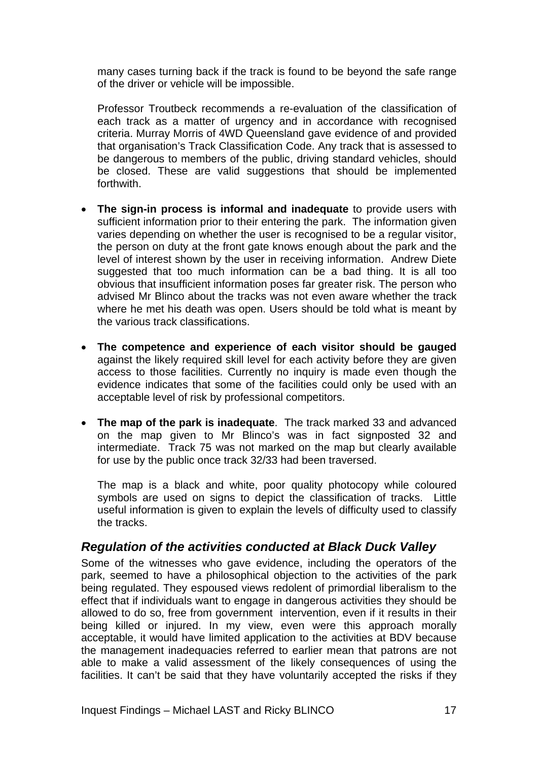many cases turning back if the track is found to be beyond the safe range of the driver or vehicle will be impossible.

Professor Troutbeck recommends a re-evaluation of the classification of each track as a matter of urgency and in accordance with recognised criteria. Murray Morris of 4WD Queensland gave evidence of and provided that organisation's Track Classification Code. Any track that is assessed to be dangerous to members of the public, driving standard vehicles, should be closed. These are valid suggestions that should be implemented forthwith.

- **The sign-in process is informal and inadequate** to provide users with sufficient information prior to their entering the park. The information given varies depending on whether the user is recognised to be a regular visitor, the person on duty at the front gate knows enough about the park and the level of interest shown by the user in receiving information. Andrew Diete suggested that too much information can be a bad thing. It is all too obvious that insufficient information poses far greater risk. The person who advised Mr Blinco about the tracks was not even aware whether the track where he met his death was open. Users should be told what is meant by the various track classifications.

- **The competence and experience of each visitor should be gauged** against the likely required skill level for each activity before they are given access to those facilities. Currently no inquiry is made even though the evidence indicates that some of the facilities could only be used with an acceptable level of risk by professional competitors.

- **The map of the park is inadequate**. The track marked 33 and advanced on the map given to Mr Blinco's was in fact signposted 32 and intermediate. Track 75 was not marked on the map but clearly available for use by the public once track 32/33 had been traversed.

  The map is a black and white, poor quality photocopy while coloured symbols are used on signs to depict the classification of tracks. Little useful information is given to explain the levels of difficulty used to classify the tracks.

## *Regulation of the activities conducted at Black Duck Valley*

Some of the witnesses who gave evidence, including the operators of the park, seemed to have a philosophical objection to the activities of the park being regulated. They espoused views redolent of primordial liberalism to the effect that if individuals want to engage in dangerous activities they should be allowed to do so, free from government intervention, even if it results in their being killed or injured. In my view, even were this approach morally acceptable, it would have limited application to the activities at BDV because the management inadequacies referred to earlier mean that patrons are not able to make a valid assessment of the likely consequences of using the facilities. It can't be said that they have voluntarily accepted the risks if they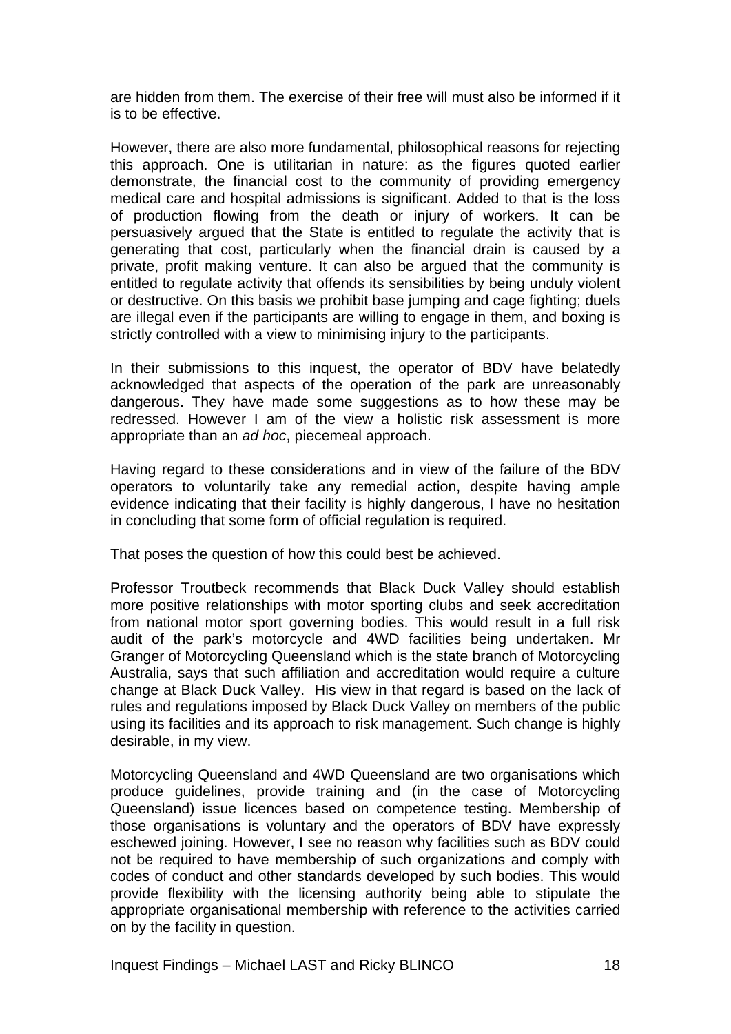are hidden from them. The exercise of their free will must also be informed if it is to be effective.

However, there are also more fundamental, philosophical reasons for rejecting this approach. One is utilitarian in nature: as the figures quoted earlier demonstrate, the financial cost to the community of providing emergency medical care and hospital admissions is significant. Added to that is the loss of production flowing from the death or injury of workers. It can be persuasively argued that the State is entitled to regulate the activity that is generating that cost, particularly when the financial drain is caused by a private, profit making venture. It can also be argued that the community is entitled to regulate activity that offends its sensibilities by being unduly violent or destructive. On this basis we prohibit base jumping and cage fighting; duels are illegal even if the participants are willing to engage in them, and boxing is strictly controlled with a view to minimising injury to the participants.

In their submissions to this inquest, the operator of BDV have belatedly acknowledged that aspects of the operation of the park are unreasonably dangerous. They have made some suggestions as to how these may be redressed. However I am of the view a holistic risk assessment is more appropriate than an *ad hoc*, piecemeal approach.

Having regard to these considerations and in view of the failure of the BDV operators to voluntarily take any remedial action, despite having ample evidence indicating that their facility is highly dangerous, I have no hesitation in concluding that some form of official regulation is required.

That poses the question of how this could best be achieved.

Professor Troutbeck recommends that Black Duck Valley should establish more positive relationships with motor sporting clubs and seek accreditation from national motor sport governing bodies. This would result in a full risk audit of the park's motorcycle and 4WD facilities being undertaken. Mr Granger of Motorcycling Queensland which is the state branch of Motorcycling Australia, says that such affiliation and accreditation would require a culture change at Black Duck Valley. His view in that regard is based on the lack of rules and regulations imposed by Black Duck Valley on members of the public using its facilities and its approach to risk management. Such change is highly desirable, in my view.

Motorcycling Queensland and 4WD Queensland are two organisations which produce guidelines, provide training and (in the case of Motorcycling Queensland) issue licences based on competence testing. Membership of those organisations is voluntary and the operators of BDV have expressly eschewed joining. However, I see no reason why facilities such as BDV could not be required to have membership of such organizations and comply with codes of conduct and other standards developed by such bodies. This would provide flexibility with the licensing authority being able to stipulate the appropriate organisational membership with reference to the activities carried on by the facility in question.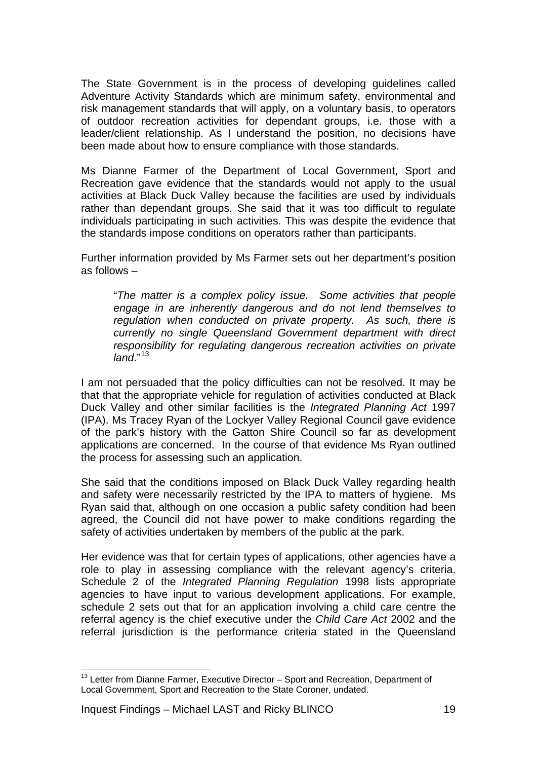The State Government is in the process of developing guidelines called Adventure Activity Standards which are minimum safety, environmental and risk management standards that will apply, on a voluntary basis, to operators of outdoor recreation activities for dependant groups, i.e. those with a leader/client relationship. As I understand the position, no decisions have been made about how to ensure compliance with those standards.

Ms Dianne Farmer of the Department of Local Government, Sport and Recreation gave evidence that the standards would not apply to the usual activities at Black Duck Valley because the facilities are used by individuals rather than dependant groups. She said that it was too difficult to regulate individuals participating in such activities. This was despite the evidence that the standards impose conditions on operators rather than participants.

Further information provided by Ms Farmer sets out her department's position as follows –

> "*The matter is a complex policy issue. Some activities that people engage in are inherently dangerous and do not lend themselves to regulation when conducted on private property. As such, there is currently no single Queensland Government department with direct responsibility for regulating dangerous recreation activities on private land*."[13]

I am not persuaded that the policy difficulties can not be resolved. It may be that that the appropriate vehicle for regulation of activities conducted at Black Duck Valley and other similar facilities is the *Integrated Planning Act* 1997 (IPA). Ms Tracey Ryan of the Lockyer Valley Regional Council gave evidence of the park's history with the Gatton Shire Council so far as development applications are concerned. In the course of that evidence Ms Ryan outlined the process for assessing such an application.

She said that the conditions imposed on Black Duck Valley regarding health and safety were necessarily restricted by the IPA to matters of hygiene. Ms Ryan said that, although on one occasion a public safety condition had been agreed, the Council did not have power to make conditions regarding the safety of activities undertaken by members of the public at the park.

Her evidence was that for certain types of applications, other agencies have a role to play in assessing compliance with the relevant agency's criteria. Schedule 2 of the *Integrated Planning Regulation* 1998 lists appropriate agencies to have input to various development applications. For example, schedule 2 sets out that for an application involving a child care centre the referral agency is the chief executive under the *Child Care Act* 2002 and the referral jurisdiction is the performance criteria stated in the Queensland

---

[13] Letter from Dianne Farmer, Executive Director – Sport and Recreation, Department of Local Government, Sport and Recreation to the State Coroner, undated.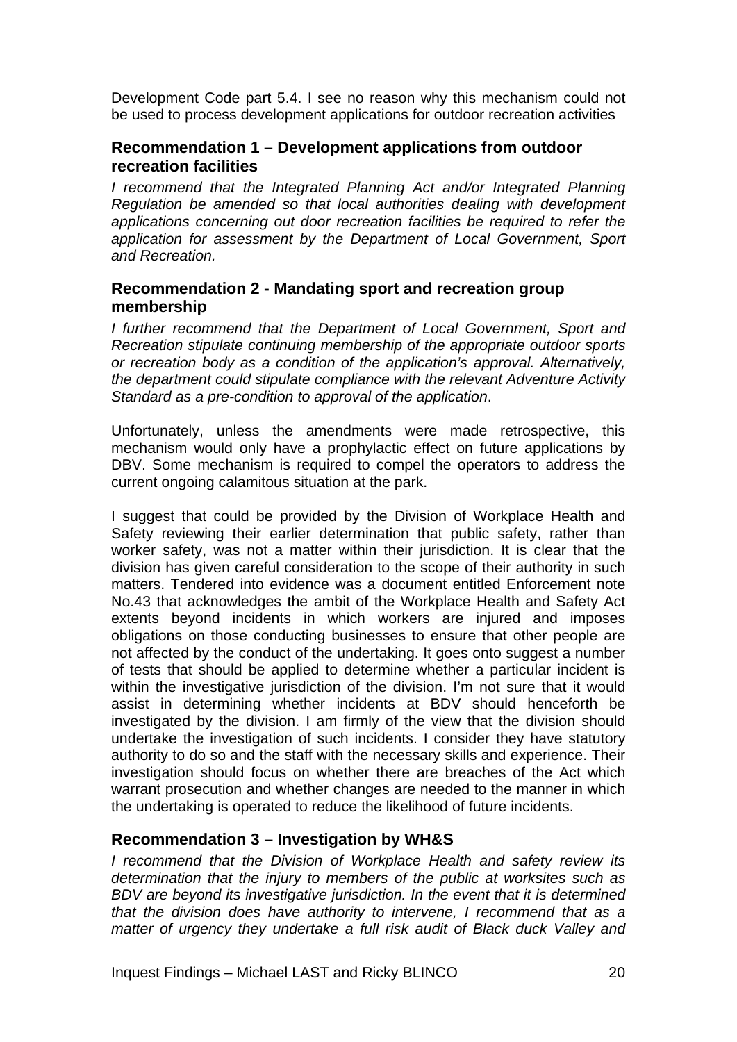Development Code part 5.4. I see no reason why this mechanism could not be used to process development applications for outdoor recreation activities

### Recommendation 1 – Development applications from outdoor recreation facilities

*I recommend that the Integrated Planning Act and/or Integrated Planning Regulation be amended so that local authorities dealing with development applications concerning out door recreation facilities be required to refer the application for assessment by the Department of Local Government, Sport and Recreation.*

### Recommendation 2 - Mandating sport and recreation group membership

*I further recommend that the Department of Local Government, Sport and Recreation stipulate continuing membership of the appropriate outdoor sports or recreation body as a condition of the application's approval. Alternatively, the department could stipulate compliance with the relevant Adventure Activity Standard as a pre-condition to approval of the application*.

Unfortunately, unless the amendments were made retrospective, this mechanism would only have a prophylactic effect on future applications by DBV. Some mechanism is required to compel the operators to address the current ongoing calamitous situation at the park.

I suggest that could be provided by the Division of Workplace Health and Safety reviewing their earlier determination that public safety, rather than worker safety, was not a matter within their jurisdiction. It is clear that the division has given careful consideration to the scope of their authority in such matters. Tendered into evidence was a document entitled Enforcement note No.43 that acknowledges the ambit of the Workplace Health and Safety Act extents beyond incidents in which workers are injured and imposes obligations on those conducting businesses to ensure that other people are not affected by the conduct of the undertaking. It goes onto suggest a number of tests that should be applied to determine whether a particular incident is within the investigative jurisdiction of the division. I'm not sure that it would assist in determining whether incidents at BDV should henceforth be investigated by the division. I am firmly of the view that the division should undertake the investigation of such incidents. I consider they have statutory authority to do so and the staff with the necessary skills and experience. Their investigation should focus on whether there are breaches of the Act which warrant prosecution and whether changes are needed to the manner in which the undertaking is operated to reduce the likelihood of future incidents.

### Recommendation 3 – Investigation by WH&S

*I recommend that the Division of Workplace Health and safety review its determination that the injury to members of the public at worksites such as BDV are beyond its investigative jurisdiction. In the event that it is determined that the division does have authority to intervene, I recommend that as a matter of urgency they undertake a full risk audit of Black duck Valley and*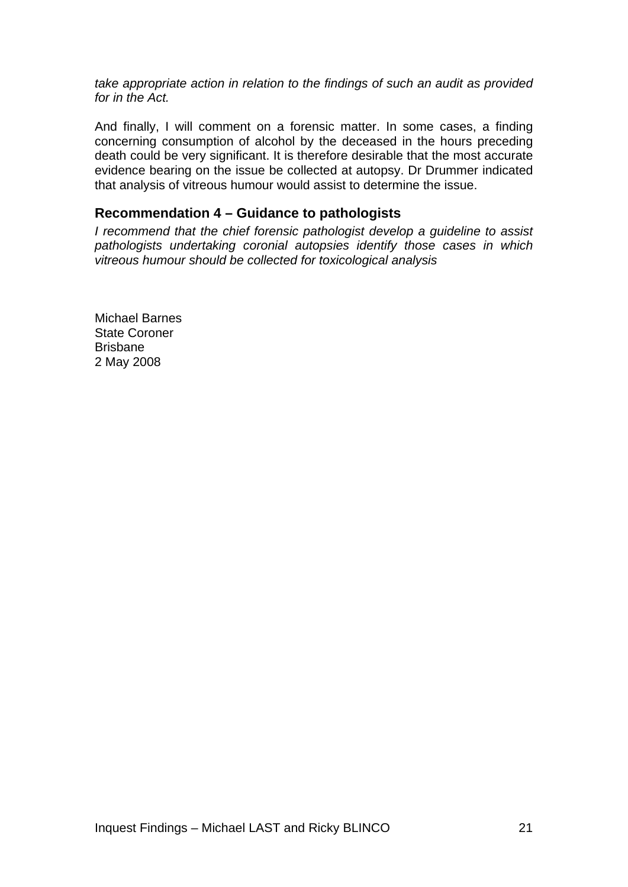*take appropriate action in relation to the findings of such an audit as provided for in the Act.*

And finally, I will comment on a forensic matter. In some cases, a finding concerning consumption of alcohol by the deceased in the hours preceding death could be very significant. It is therefore desirable that the most accurate evidence bearing on the issue be collected at autopsy. Dr Drummer indicated that analysis of vitreous humour would assist to determine the issue.

### Recommendation 4 – Guidance to pathologists

*I recommend that the chief forensic pathologist develop a guideline to assist pathologists undertaking coronial autopsies identify those cases in which vitreous humour should be collected for toxicological analysis*

Michael Barnes
State Coroner
Brisbane
2 May 2008